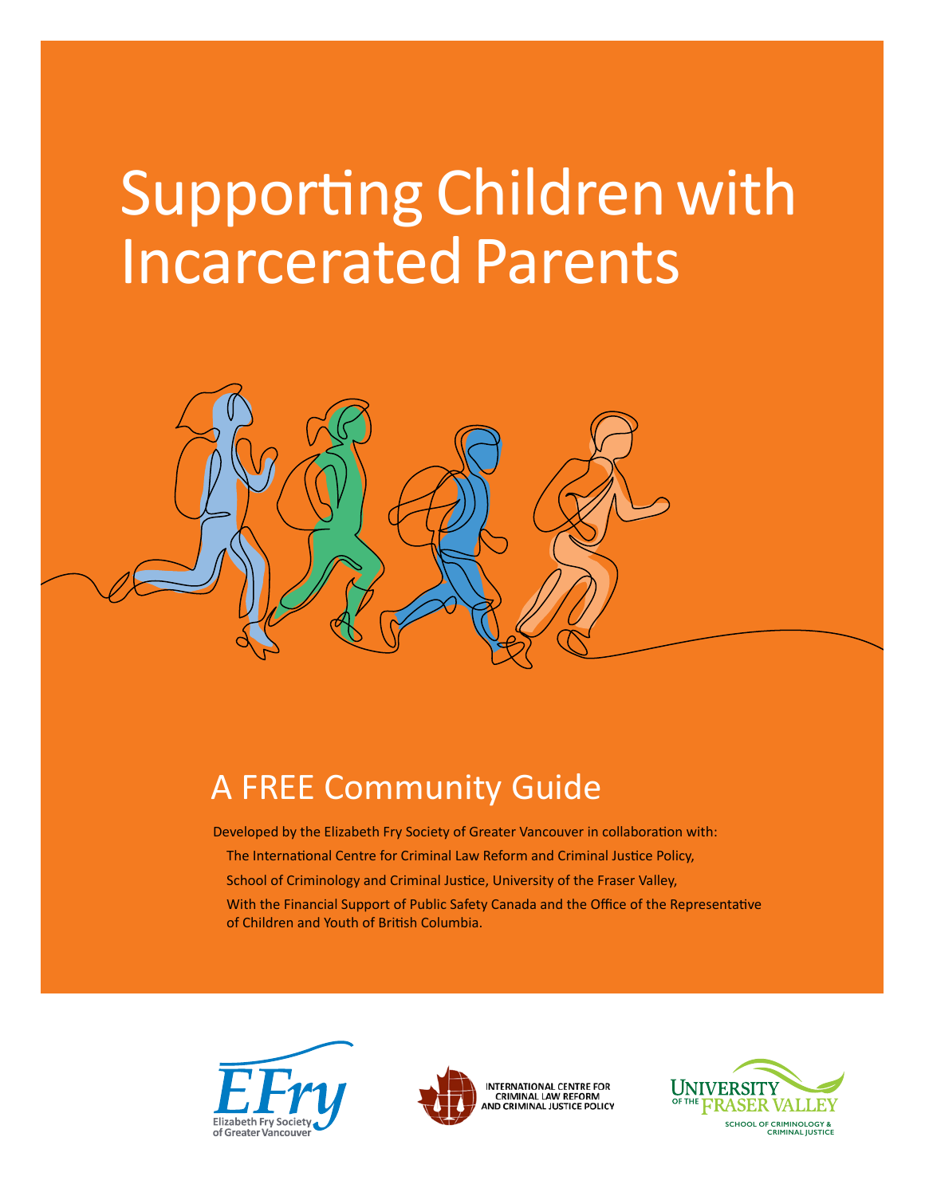# Supporting Children with Incarcerated Parents

## A FREE Community Guide

Developed by the Elizabeth Fry Society of Greater Vancouver in collaboration with:

The International Centre for Criminal Law Reform and Criminal Justice Policy,

School of Criminology and Criminal Justice, University of the Fraser Valley,

With the Financial Support of Public Safety Canada and the Office of the Representative of Children and Youth of British Columbia.

EFry Elizabeth Fry Society of Greater Vancouver

International Centre for Criminal Law Reform and Criminal Justice Policy

University of the Fraser Valley School of Criminology & Criminal Justice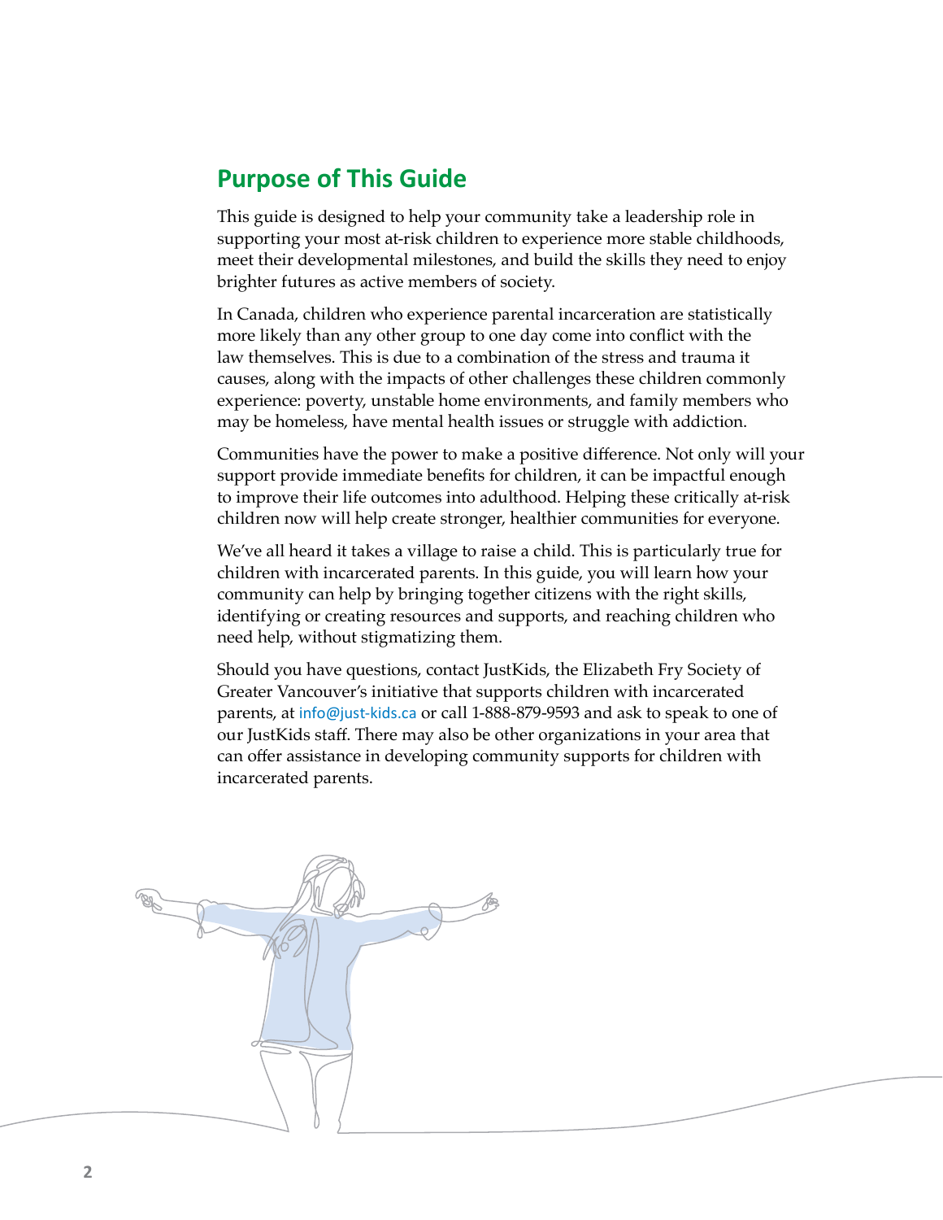## Purpose of This Guide

This guide is designed to help your community take a leadership role in supporting your most at-risk children to experience more stable childhoods, meet their developmental milestones, and build the skills they need to enjoy brighter futures as active members of society.

In Canada, children who experience parental incarceration are statistically more likely than any other group to one day come into conflict with the law themselves. This is due to a combination of the stress and trauma it causes, along with the impacts of other challenges these children commonly experience: poverty, unstable home environments, and family members who may be homeless, have mental health issues or struggle with addiction.

Communities have the power to make a positive difference. Not only will your support provide immediate benefits for children, it can be impactful enough to improve their life outcomes into adulthood. Helping these critically at-risk children now will help create stronger, healthier communities for everyone.

We've all heard it takes a village to raise a child. This is particularly true for children with incarcerated parents. In this guide, you will learn how your community can help by bringing together citizens with the right skills, identifying or creating resources and supports, and reaching children who need help, without stigmatizing them.

Should you have questions, contact JustKids, the Elizabeth Fry Society of Greater Vancouver's initiative that supports children with incarcerated parents, at info@just-kids.ca or call 1-888-879-9593 and ask to speak to one of our JustKids staff. There may also be other organizations in your area that can offer assistance in developing community supports for children with incarcerated parents.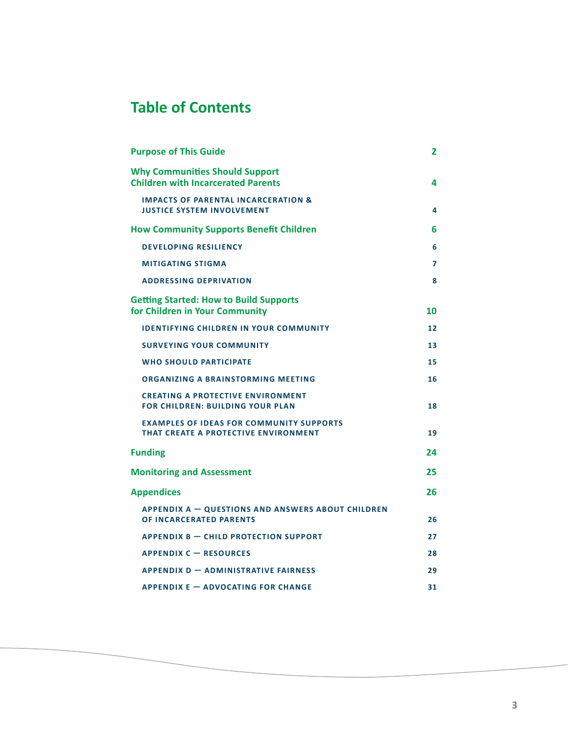# Table of Contents

| | |
|---|---|
| **Purpose of This Guide** | **2** |
| **Why Communities Should Support Children with Incarcerated Parents** | **4** |
| IMPACTS OF PARENTAL INCARCERATION & JUSTICE SYSTEM INVOLVEMENT | 4 |
| **How Community Supports Benefit Children** | **6** |
| DEVELOPING RESILIENCY | 6 |
| MITIGATING STIGMA | 7 |
| ADDRESSING DEPRIVATION | 8 |
| **Getting Started: How to Build Supports for Children in Your Community** | **10** |
| IDENTIFYING CHILDREN IN YOUR COMMUNITY | 12 |
| SURVEYING YOUR COMMUNITY | 13 |
| WHO SHOULD PARTICIPATE | 15 |
| ORGANIZING A BRAINSTORMING MEETING | 16 |
| CREATING A PROTECTIVE ENVIRONMENT FOR CHILDREN: BUILDING YOUR PLAN | 18 |
| EXAMPLES OF IDEAS FOR COMMUNITY SUPPORTS THAT CREATE A PROTECTIVE ENVIRONMENT | 19 |
| **Funding** | **24** |
| **Monitoring and Assessment** | **25** |
| **Appendices** | **26** |
| APPENDIX A — QUESTIONS AND ANSWERS ABOUT CHILDREN OF INCARCERATED PARENTS | 26 |
| APPENDIX B — CHILD PROTECTION SUPPORT | 27 |
| APPENDIX C — RESOURCES | 28 |
| APPENDIX D — ADMINISTRATIVE FAIRNESS | 29 |
| APPENDIX E — ADVOCATING FOR CHANGE | 31 |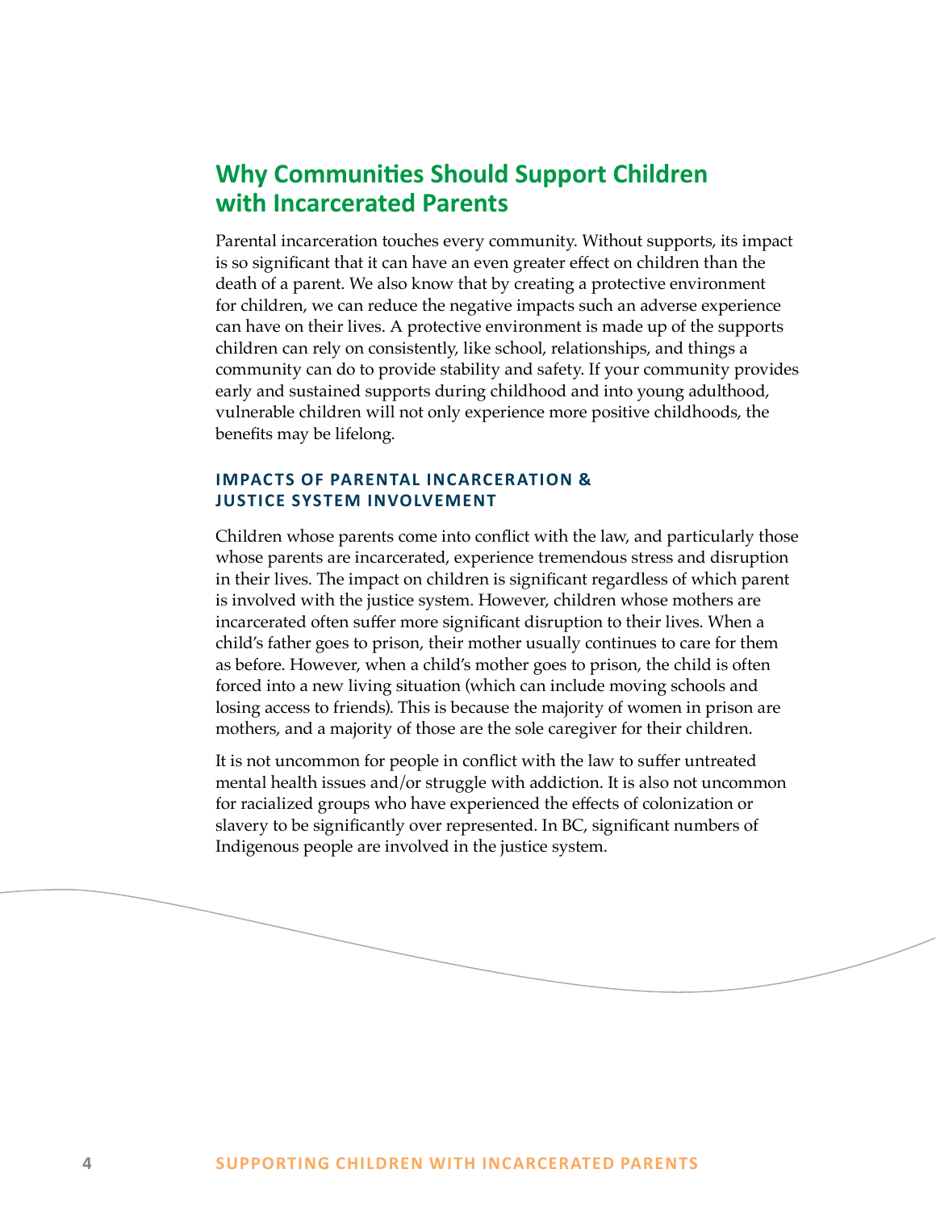## Why Communities Should Support Children with Incarcerated Parents

Parental incarceration touches every community. Without supports, its impact is so significant that it can have an even greater effect on children than the death of a parent. We also know that by creating a protective environment for children, we can reduce the negative impacts such an adverse experience can have on their lives. A protective environment is made up of the supports children can rely on consistently, like school, relationships, and things a community can do to provide stability and safety. If your community provides early and sustained supports during childhood and into young adulthood, vulnerable children will not only experience more positive childhoods, the benefits may be lifelong.

### IMPACTS OF PARENTAL INCARCERATION & JUSTICE SYSTEM INVOLVEMENT

Children whose parents come into conflict with the law, and particularly those whose parents are incarcerated, experience tremendous stress and disruption in their lives. The impact on children is significant regardless of which parent is involved with the justice system. However, children whose mothers are incarcerated often suffer more significant disruption to their lives. When a child's father goes to prison, their mother usually continues to care for them as before. However, when a child's mother goes to prison, the child is often forced into a new living situation (which can include moving schools and losing access to friends). This is because the majority of women in prison are mothers, and a majority of those are the sole caregiver for their children.

It is not uncommon for people in conflict with the law to suffer untreated mental health issues and/or struggle with addiction. It is also not uncommon for racialized groups who have experienced the effects of colonization or slavery to be significantly over represented. In BC, significant numbers of Indigenous people are involved in the justice system.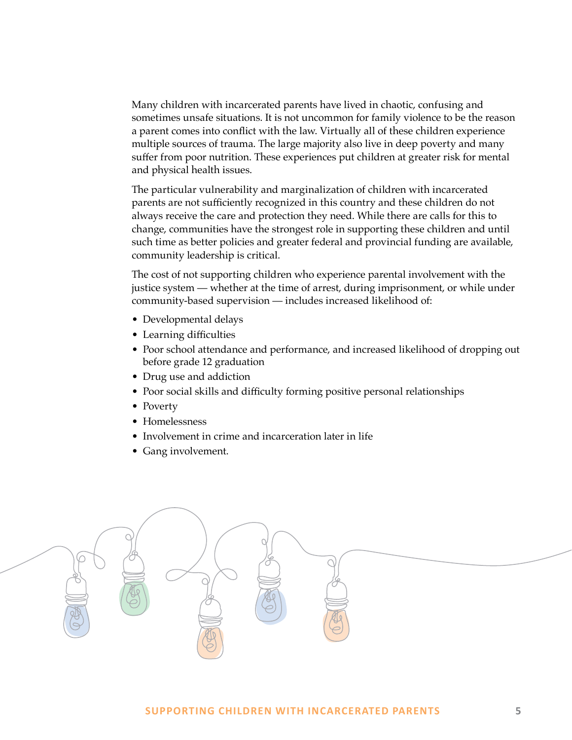Many children with incarcerated parents have lived in chaotic, confusing and sometimes unsafe situations. It is not uncommon for family violence to be the reason a parent comes into conflict with the law. Virtually all of these children experience multiple sources of trauma. The large majority also live in deep poverty and many suffer from poor nutrition. These experiences put children at greater risk for mental and physical health issues.

The particular vulnerability and marginalization of children with incarcerated parents are not sufficiently recognized in this country and these children do not always receive the care and protection they need. While there are calls for this to change, communities have the strongest role in supporting these children and until such time as better policies and greater federal and provincial funding are available, community leadership is critical.

The cost of not supporting children who experience parental involvement with the justice system — whether at the time of arrest, during imprisonment, or while under community-based supervision — includes increased likelihood of:

- Developmental delays
- Learning difficulties
- Poor school attendance and performance, and increased likelihood of dropping out before grade 12 graduation
- Drug use and addiction
- Poor social skills and difficulty forming positive personal relationships
- Poverty
- Homelessness
- Involvement in crime and incarceration later in life
- Gang involvement.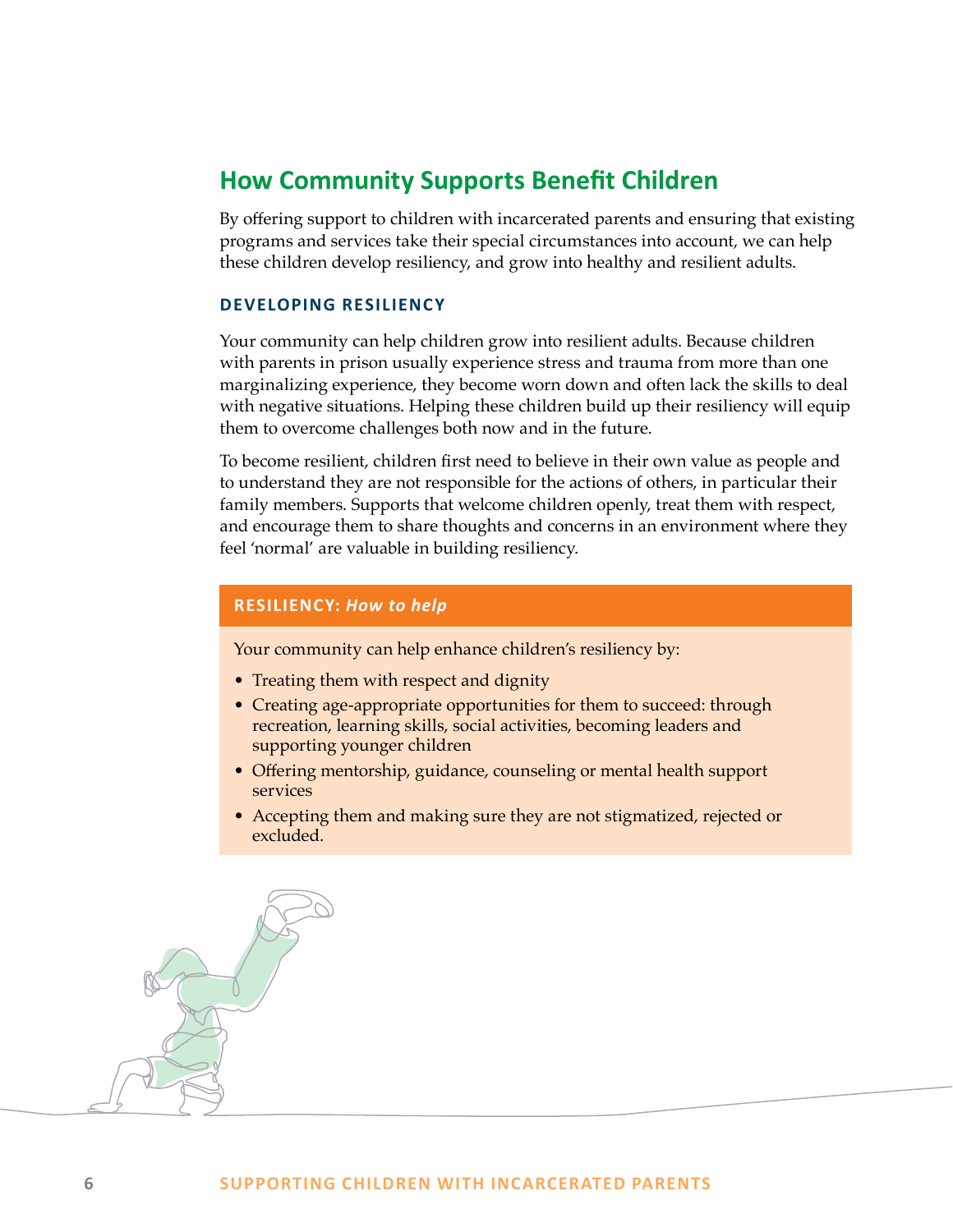## How Community Supports Benefit Children

By offering support to children with incarcerated parents and ensuring that existing programs and services take their special circumstances into account, we can help these children develop resiliency, and grow into healthy and resilient adults.

### DEVELOPING RESILIENCY

Your community can help children grow into resilient adults. Because children with parents in prison usually experience stress and trauma from more than one marginalizing experience, they become worn down and often lack the skills to deal with negative situations. Helping these children build up their resiliency will equip them to overcome challenges both now and in the future.

To become resilient, children first need to believe in their own value as people and to understand they are not responsible for the actions of others, in particular their family members. Supports that welcome children openly, treat them with respect, and encourage them to share thoughts and concerns in an environment where they feel 'normal' are valuable in building resiliency.

#### RESILIENCY: *How to help*

Your community can help enhance children's resiliency by:

- Treating them with respect and dignity
- Creating age-appropriate opportunities for them to succeed: through recreation, learning skills, social activities, becoming leaders and supporting younger children
- Offering mentorship, guidance, counseling or mental health support services
- Accepting them and making sure they are not stigmatized, rejected or excluded.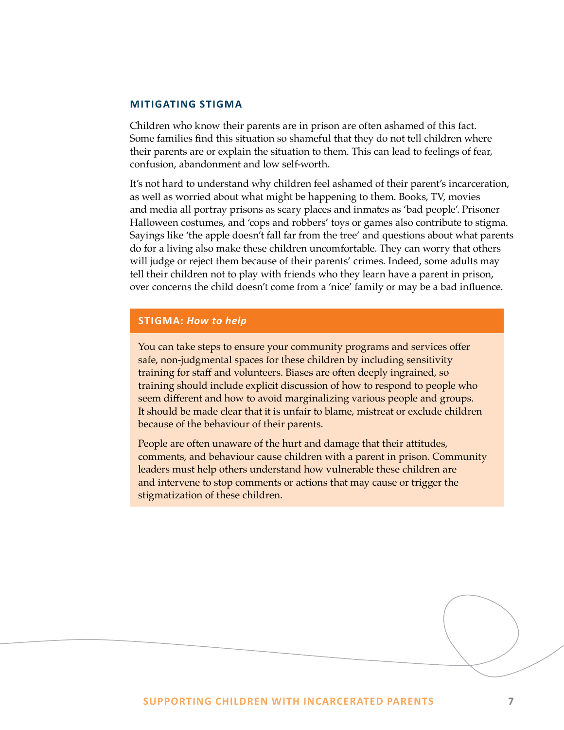## MITIGATING STIGMA

Children who know their parents are in prison are often ashamed of this fact. Some families find this situation so shameful that they do not tell children where their parents are or explain the situation to them. This can lead to feelings of fear, confusion, abandonment and low self-worth.

It's not hard to understand why children feel ashamed of their parent's incarceration, as well as worried about what might be happening to them. Books, TV, movies and media all portray prisons as scary places and inmates as 'bad people'. Prisoner Halloween costumes, and 'cops and robbers' toys or games also contribute to stigma. Sayings like 'the apple doesn't fall far from the tree' and questions about what parents do for a living also make these children uncomfortable. They can worry that others will judge or reject them because of their parents' crimes. Indeed, some adults may tell their children not to play with friends who they learn have a parent in prison, over concerns the child doesn't come from a 'nice' family or may be a bad influence.

### STIGMA: *How to help*

You can take steps to ensure your community programs and services offer safe, non-judgmental spaces for these children by including sensitivity training for staff and volunteers. Biases are often deeply ingrained, so training should include explicit discussion of how to respond to people who seem different and how to avoid marginalizing various people and groups. It should be made clear that it is unfair to blame, mistreat or exclude children because of the behaviour of their parents.

People are often unaware of the hurt and damage that their attitudes, comments, and behaviour cause children with a parent in prison. Community leaders must help others understand how vulnerable these children are and intervene to stop comments or actions that may cause or trigger the stigmatization of these children.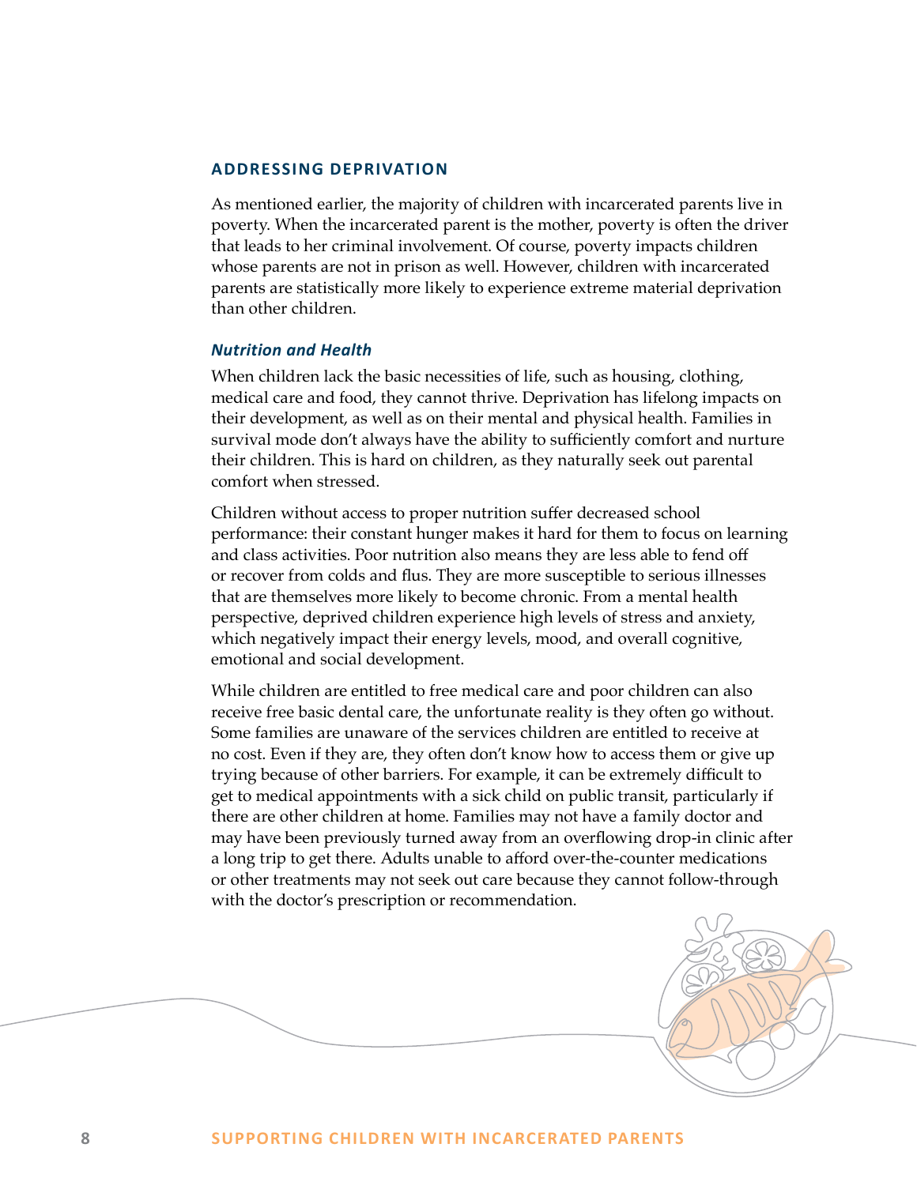## ADDRESSING DEPRIVATION

As mentioned earlier, the majority of children with incarcerated parents live in poverty. When the incarcerated parent is the mother, poverty is often the driver that leads to her criminal involvement. Of course, poverty impacts children whose parents are not in prison as well. However, children with incarcerated parents are statistically more likely to experience extreme material deprivation than other children.

### *Nutrition and Health*

When children lack the basic necessities of life, such as housing, clothing, medical care and food, they cannot thrive. Deprivation has lifelong impacts on their development, as well as on their mental and physical health. Families in survival mode don't always have the ability to sufficiently comfort and nurture their children. This is hard on children, as they naturally seek out parental comfort when stressed.

Children without access to proper nutrition suffer decreased school performance: their constant hunger makes it hard for them to focus on learning and class activities. Poor nutrition also means they are less able to fend off or recover from colds and flus. They are more susceptible to serious illnesses that are themselves more likely to become chronic. From a mental health perspective, deprived children experience high levels of stress and anxiety, which negatively impact their energy levels, mood, and overall cognitive, emotional and social development.

While children are entitled to free medical care and poor children can also receive free basic dental care, the unfortunate reality is they often go without. Some families are unaware of the services children are entitled to receive at no cost. Even if they are, they often don't know how to access them or give up trying because of other barriers. For example, it can be extremely difficult to get to medical appointments with a sick child on public transit, particularly if there are other children at home. Families may not have a family doctor and may have been previously turned away from an overflowing drop-in clinic after a long trip to get there. Adults unable to afford over-the-counter medications or other treatments may not seek out care because they cannot follow-through with the doctor's prescription or recommendation.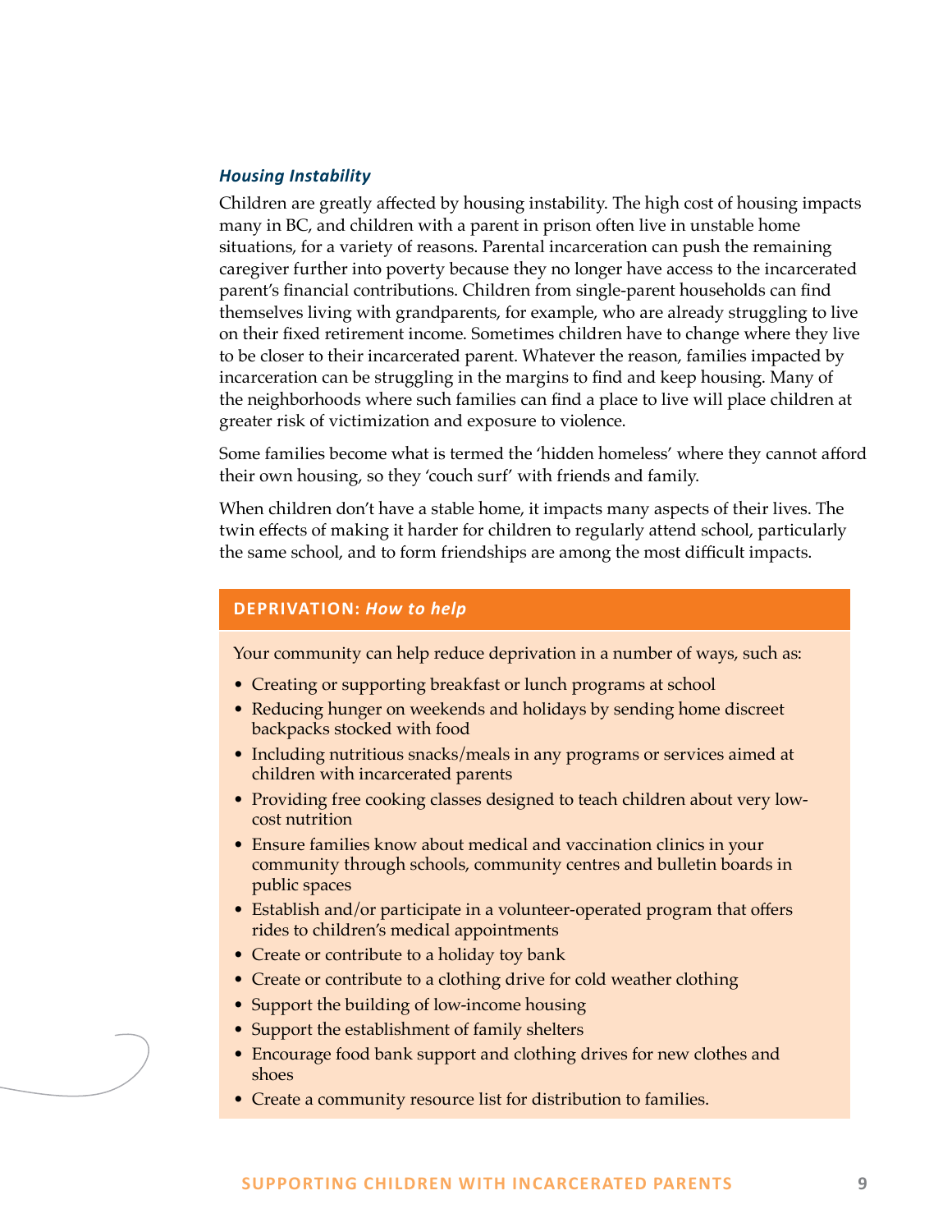### *Housing Instability*

Children are greatly affected by housing instability. The high cost of housing impacts many in BC, and children with a parent in prison often live in unstable home situations, for a variety of reasons. Parental incarceration can push the remaining caregiver further into poverty because they no longer have access to the incarcerated parent's financial contributions. Children from single-parent households can find themselves living with grandparents, for example, who are already struggling to live on their fixed retirement income. Sometimes children have to change where they live to be closer to their incarcerated parent. Whatever the reason, families impacted by incarceration can be struggling in the margins to find and keep housing. Many of the neighborhoods where such families can find a place to live will place children at greater risk of victimization and exposure to violence.

Some families become what is termed the 'hidden homeless' where they cannot afford their own housing, so they 'couch surf' with friends and family.

When children don't have a stable home, it impacts many aspects of their lives. The twin effects of making it harder for children to regularly attend school, particularly the same school, and to form friendships are among the most difficult impacts.

#### DEPRIVATION: *How to help*

Your community can help reduce deprivation in a number of ways, such as:

- Creating or supporting breakfast or lunch programs at school
- Reducing hunger on weekends and holidays by sending home discreet backpacks stocked with food
- Including nutritious snacks/meals in any programs or services aimed at children with incarcerated parents
- Providing free cooking classes designed to teach children about very low-cost nutrition
- Ensure families know about medical and vaccination clinics in your community through schools, community centres and bulletin boards in public spaces
- Establish and/or participate in a volunteer-operated program that offers rides to children's medical appointments
- Create or contribute to a holiday toy bank
- Create or contribute to a clothing drive for cold weather clothing
- Support the building of low-income housing
- Support the establishment of family shelters
- Encourage food bank support and clothing drives for new clothes and shoes
- Create a community resource list for distribution to families.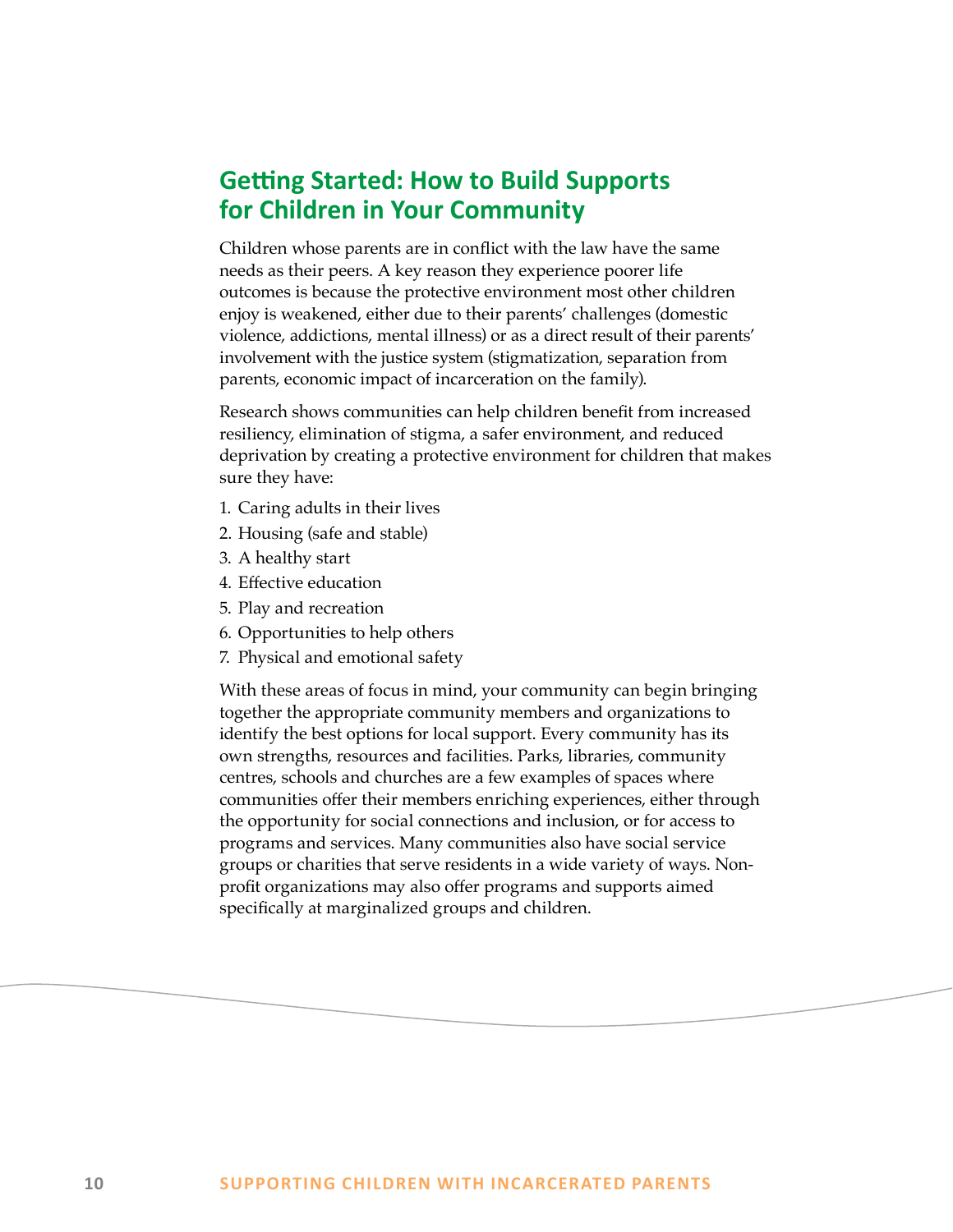## Getting Started: How to Build Supports for Children in Your Community

Children whose parents are in conflict with the law have the same needs as their peers. A key reason they experience poorer life outcomes is because the protective environment most other children enjoy is weakened, either due to their parents' challenges (domestic violence, addictions, mental illness) or as a direct result of their parents' involvement with the justice system (stigmatization, separation from parents, economic impact of incarceration on the family).

Research shows communities can help children benefit from increased resiliency, elimination of stigma, a safer environment, and reduced deprivation by creating a protective environment for children that makes sure they have:

1. Caring adults in their lives
2. Housing (safe and stable)
3. A healthy start
4. Effective education
5. Play and recreation
6. Opportunities to help others
7. Physical and emotional safety

With these areas of focus in mind, your community can begin bringing together the appropriate community members and organizations to identify the best options for local support. Every community has its own strengths, resources and facilities. Parks, libraries, community centres, schools and churches are a few examples of spaces where communities offer their members enriching experiences, either through the opportunity for social connections and inclusion, or for access to programs and services. Many communities also have social service groups or charities that serve residents in a wide variety of ways. Non-profit organizations may also offer programs and supports aimed specifically at marginalized groups and children.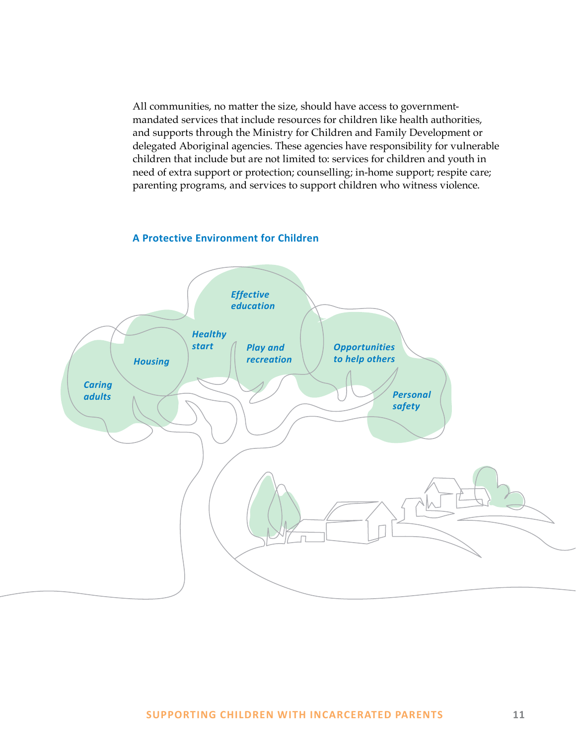All communities, no matter the size, should have access to government-mandated services that include resources for children like health authorities, and supports through the Ministry for Children and Family Development or delegated Aboriginal agencies. These agencies have responsibility for vulnerable children that include but are not limited to: services for children and youth in need of extra support or protection; counselling; in-home support; respite care; parenting programs, and services to support children who witness violence.

### A Protective Environment for Children

- *Effective education*
- *Healthy start*
- *Housing*
- *Play and recreation*
- *Opportunities to help others*
- *Caring adults*
- *Personal safety*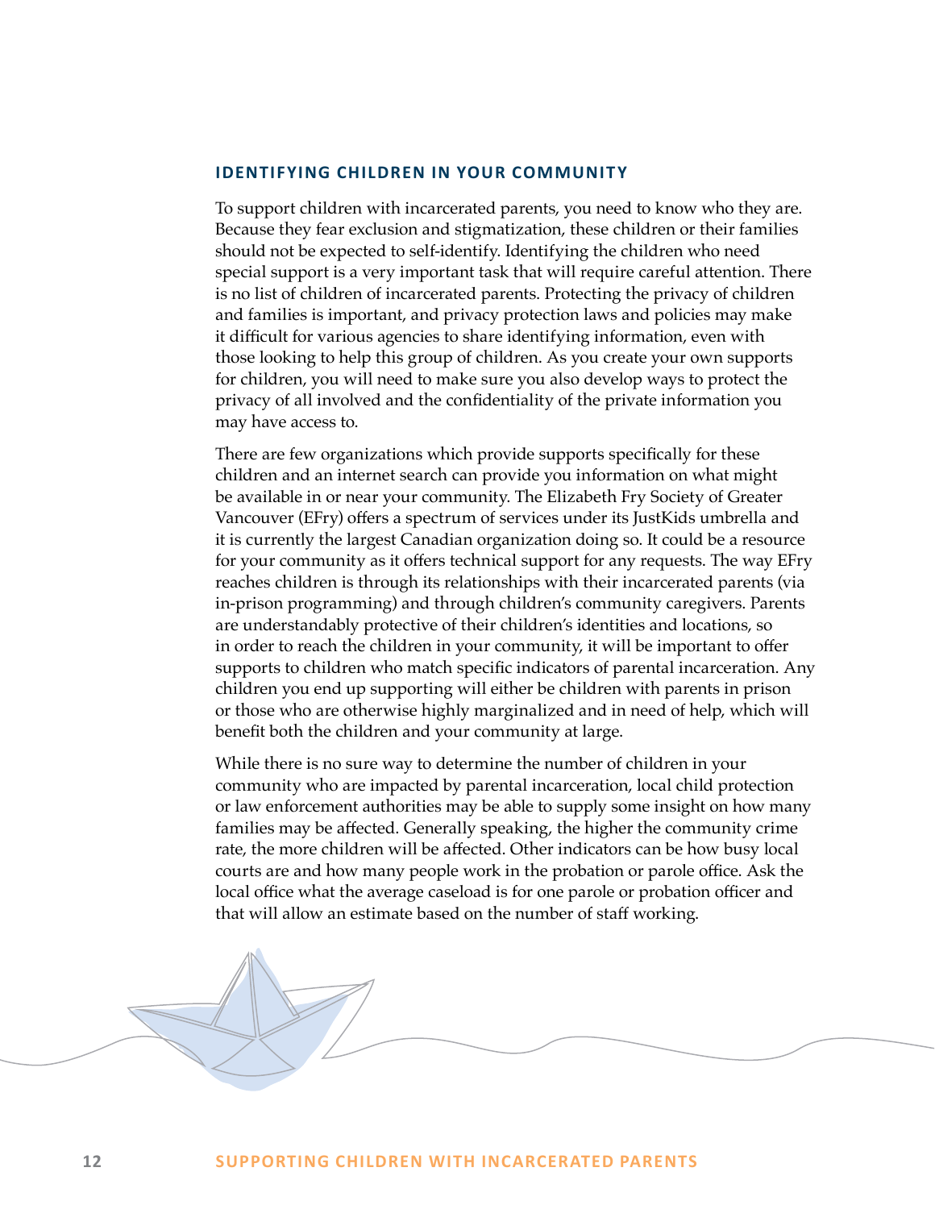## IDENTIFYING CHILDREN IN YOUR COMMUNITY

To support children with incarcerated parents, you need to know who they are. Because they fear exclusion and stigmatization, these children or their families should not be expected to self-identify. Identifying the children who need special support is a very important task that will require careful attention. There is no list of children of incarcerated parents. Protecting the privacy of children and families is important, and privacy protection laws and policies may make it difficult for various agencies to share identifying information, even with those looking to help this group of children. As you create your own supports for children, you will need to make sure you also develop ways to protect the privacy of all involved and the confidentiality of the private information you may have access to.

There are few organizations which provide supports specifically for these children and an internet search can provide you information on what might be available in or near your community. The Elizabeth Fry Society of Greater Vancouver (EFry) offers a spectrum of services under its JustKids umbrella and it is currently the largest Canadian organization doing so. It could be a resource for your community as it offers technical support for any requests. The way EFry reaches children is through its relationships with their incarcerated parents (via in-prison programming) and through children's community caregivers. Parents are understandably protective of their children's identities and locations, so in order to reach the children in your community, it will be important to offer supports to children who match specific indicators of parental incarceration. Any children you end up supporting will either be children with parents in prison or those who are otherwise highly marginalized and in need of help, which will benefit both the children and your community at large.

While there is no sure way to determine the number of children in your community who are impacted by parental incarceration, local child protection or law enforcement authorities may be able to supply some insight on how many families may be affected. Generally speaking, the higher the community crime rate, the more children will be affected. Other indicators can be how busy local courts are and how many people work in the probation or parole office. Ask the local office what the average caseload is for one parole or probation officer and that will allow an estimate based on the number of staff working.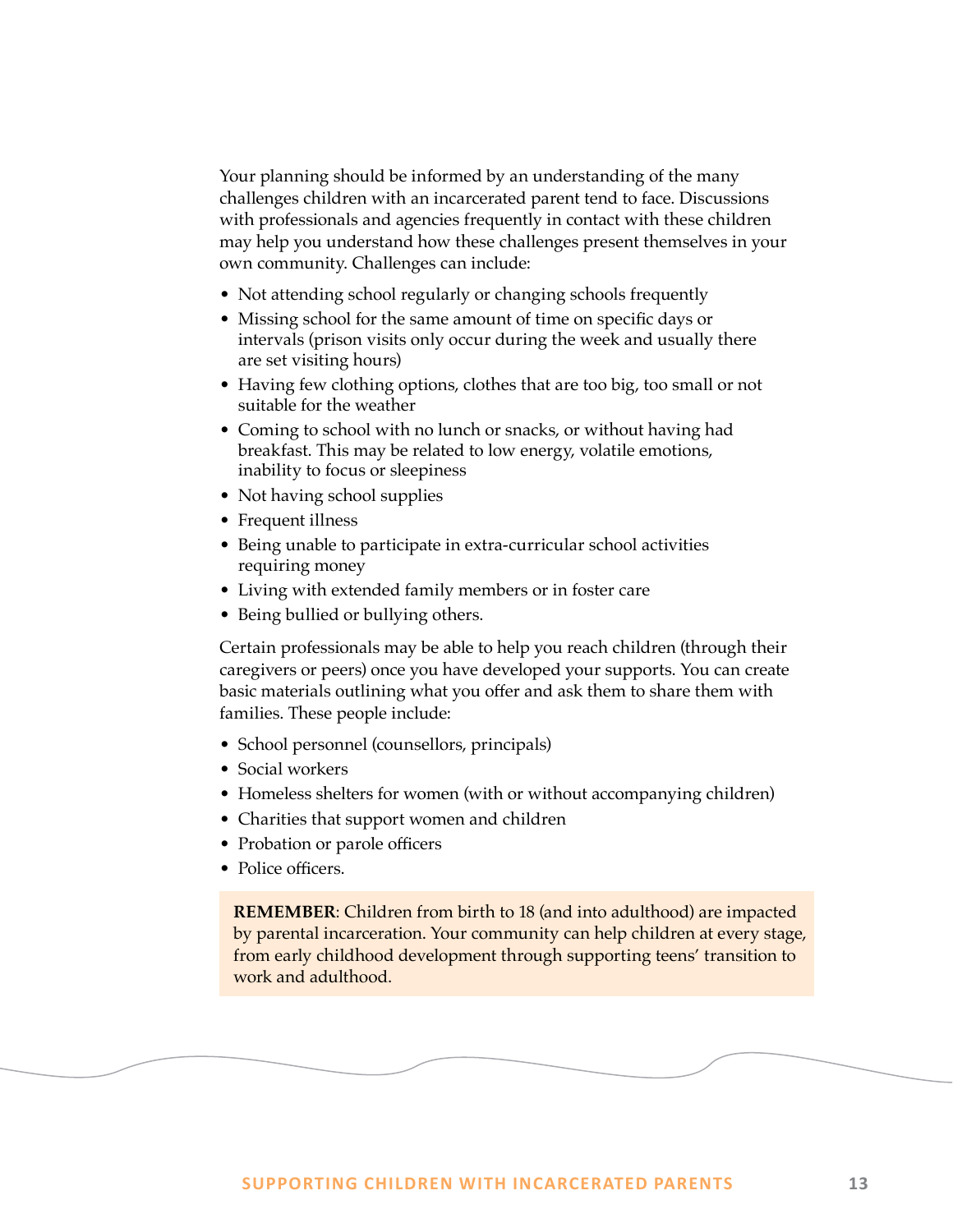Your planning should be informed by an understanding of the many challenges children with an incarcerated parent tend to face. Discussions with professionals and agencies frequently in contact with these children may help you understand how these challenges present themselves in your own community. Challenges can include:

- Not attending school regularly or changing schools frequently
- Missing school for the same amount of time on specific days or intervals (prison visits only occur during the week and usually there are set visiting hours)
- Having few clothing options, clothes that are too big, too small or not suitable for the weather
- Coming to school with no lunch or snacks, or without having had breakfast. This may be related to low energy, volatile emotions, inability to focus or sleepiness
- Not having school supplies
- Frequent illness
- Being unable to participate in extra-curricular school activities requiring money
- Living with extended family members or in foster care
- Being bullied or bullying others.

Certain professionals may be able to help you reach children (through their caregivers or peers) once you have developed your supports. You can create basic materials outlining what you offer and ask them to share them with families. These people include:

- School personnel (counsellors, principals)
- Social workers
- Homeless shelters for women (with or without accompanying children)
- Charities that support women and children
- Probation or parole officers
- Police officers.

> **REMEMBER**: Children from birth to 18 (and into adulthood) are impacted by parental incarceration. Your community can help children at every stage, from early childhood development through supporting teens' transition to work and adulthood.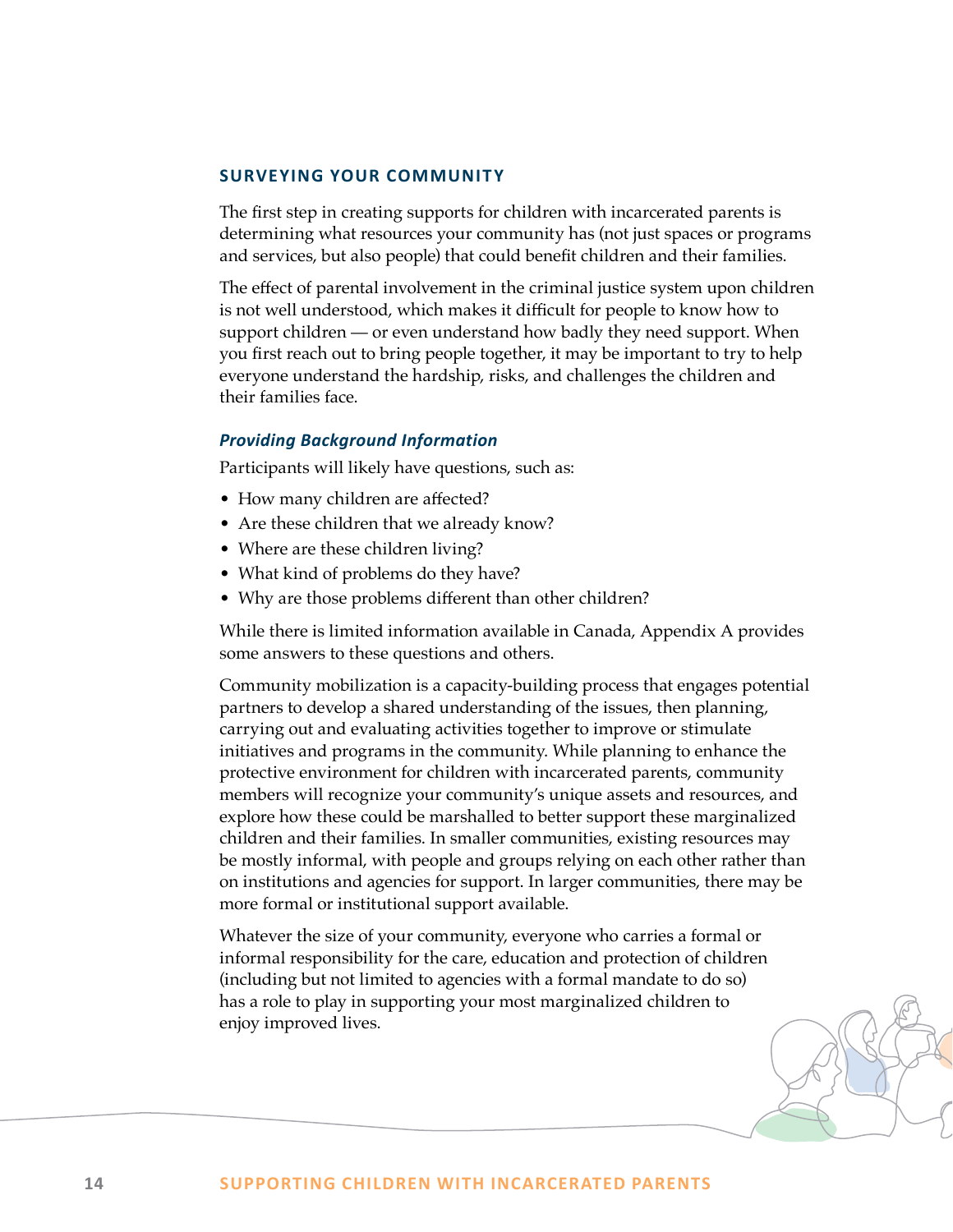## SURVEYING YOUR COMMUNITY

The first step in creating supports for children with incarcerated parents is determining what resources your community has (not just spaces or programs and services, but also people) that could benefit children and their families.

The effect of parental involvement in the criminal justice system upon children is not well understood, which makes it difficult for people to know how to support children — or even understand how badly they need support. When you first reach out to bring people together, it may be important to try to help everyone understand the hardship, risks, and challenges the children and their families face.

### *Providing Background Information*

Participants will likely have questions, such as:

- How many children are affected?
- Are these children that we already know?
- Where are these children living?
- What kind of problems do they have?
- Why are those problems different than other children?

While there is limited information available in Canada, Appendix A provides some answers to these questions and others.

Community mobilization is a capacity-building process that engages potential partners to develop a shared understanding of the issues, then planning, carrying out and evaluating activities together to improve or stimulate initiatives and programs in the community. While planning to enhance the protective environment for children with incarcerated parents, community members will recognize your community's unique assets and resources, and explore how these could be marshalled to better support these marginalized children and their families. In smaller communities, existing resources may be mostly informal, with people and groups relying on each other rather than on institutions and agencies for support. In larger communities, there may be more formal or institutional support available.

Whatever the size of your community, everyone who carries a formal or informal responsibility for the care, education and protection of children (including but not limited to agencies with a formal mandate to do so) has a role to play in supporting your most marginalized children to enjoy improved lives.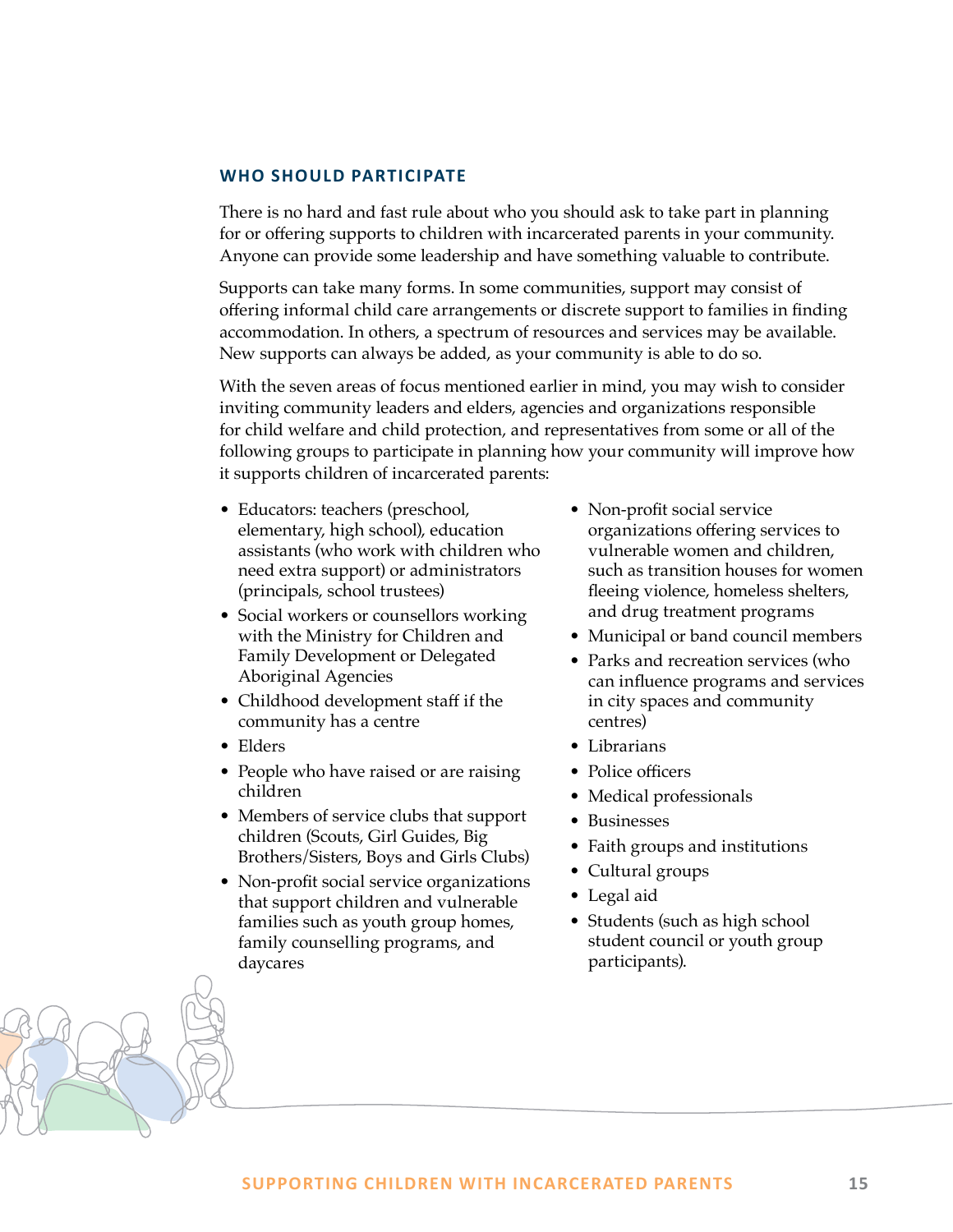## WHO SHOULD PARTICIPATE

There is no hard and fast rule about who you should ask to take part in planning for or offering supports to children with incarcerated parents in your community. Anyone can provide some leadership and have something valuable to contribute.

Supports can take many forms. In some communities, support may consist of offering informal child care arrangements or discrete support to families in finding accommodation. In others, a spectrum of resources and services may be available. New supports can always be added, as your community is able to do so.

With the seven areas of focus mentioned earlier in mind, you may wish to consider inviting community leaders and elders, agencies and organizations responsible for child welfare and child protection, and representatives from some or all of the following groups to participate in planning how your community will improve how it supports children of incarcerated parents:

- Educators: teachers (preschool, elementary, high school), education assistants (who work with children who need extra support) or administrators (principals, school trustees)
- Social workers or counsellors working with the Ministry for Children and Family Development or Delegated Aboriginal Agencies
- Childhood development staff if the community has a centre
- Elders
- People who have raised or are raising children
- Members of service clubs that support children (Scouts, Girl Guides, Big Brothers/Sisters, Boys and Girls Clubs)
- Non-profit social service organizations that support children and vulnerable families such as youth group homes, family counselling programs, and daycares
- Non-profit social service organizations offering services to vulnerable women and children, such as transition houses for women fleeing violence, homeless shelters, and drug treatment programs
- Municipal or band council members
- Parks and recreation services (who can influence programs and services in city spaces and community centres)
- Librarians
- Police officers
- Medical professionals
- Businesses
- Faith groups and institutions
- Cultural groups
- Legal aid
- Students (such as high school student council or youth group participants).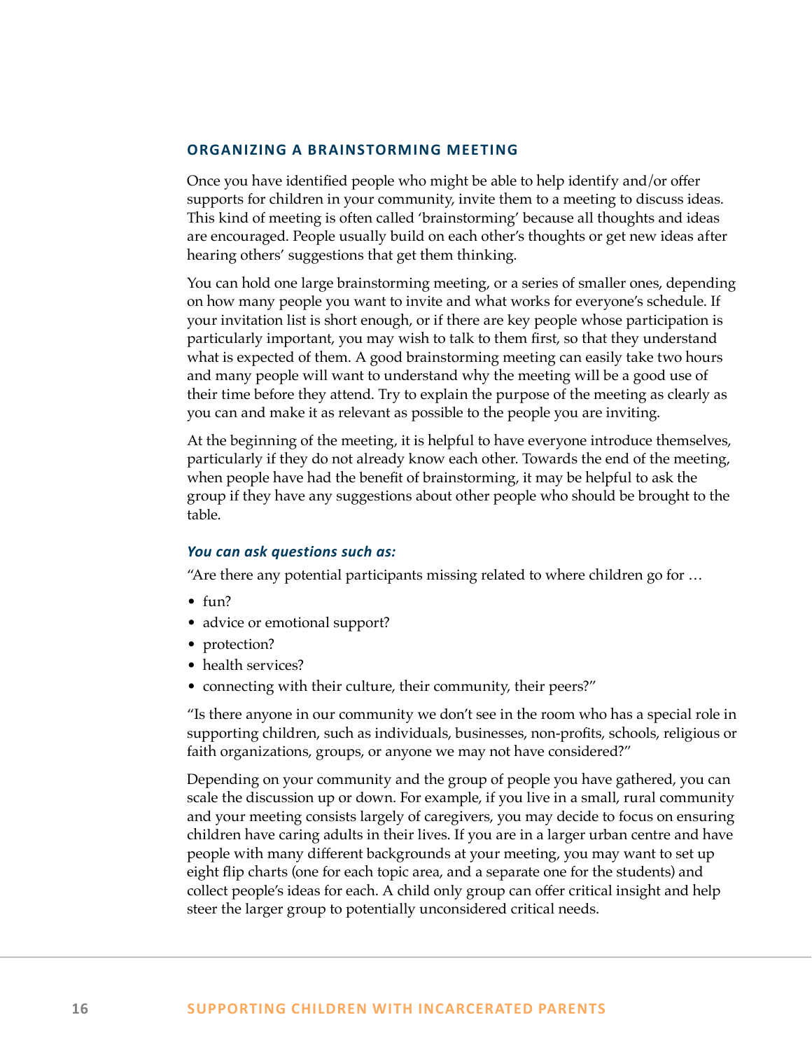## ORGANIZING A BRAINSTORMING MEETING

Once you have identified people who might be able to help identify and/or offer supports for children in your community, invite them to a meeting to discuss ideas. This kind of meeting is often called 'brainstorming' because all thoughts and ideas are encouraged. People usually build on each other's thoughts or get new ideas after hearing others' suggestions that get them thinking.

You can hold one large brainstorming meeting, or a series of smaller ones, depending on how many people you want to invite and what works for everyone's schedule. If your invitation list is short enough, or if there are key people whose participation is particularly important, you may wish to talk to them first, so that they understand what is expected of them. A good brainstorming meeting can easily take two hours and many people will want to understand why the meeting will be a good use of their time before they attend. Try to explain the purpose of the meeting as clearly as you can and make it as relevant as possible to the people you are inviting.

At the beginning of the meeting, it is helpful to have everyone introduce themselves, particularly if they do not already know each other. Towards the end of the meeting, when people have had the benefit of brainstorming, it may be helpful to ask the group if they have any suggestions about other people who should be brought to the table.

### *You can ask questions such as:*

"Are there any potential participants missing related to where children go for …

- fun?
- advice or emotional support?
- protection?
- health services?
- connecting with their culture, their community, their peers?"

"Is there anyone in our community we don't see in the room who has a special role in supporting children, such as individuals, businesses, non-profits, schools, religious or faith organizations, groups, or anyone we may not have considered?"

Depending on your community and the group of people you have gathered, you can scale the discussion up or down. For example, if you live in a small, rural community and your meeting consists largely of caregivers, you may decide to focus on ensuring children have caring adults in their lives. If you are in a larger urban centre and have people with many different backgrounds at your meeting, you may want to set up eight flip charts (one for each topic area, and a separate one for the students) and collect people's ideas for each. A child only group can offer critical insight and help steer the larger group to potentially unconsidered critical needs.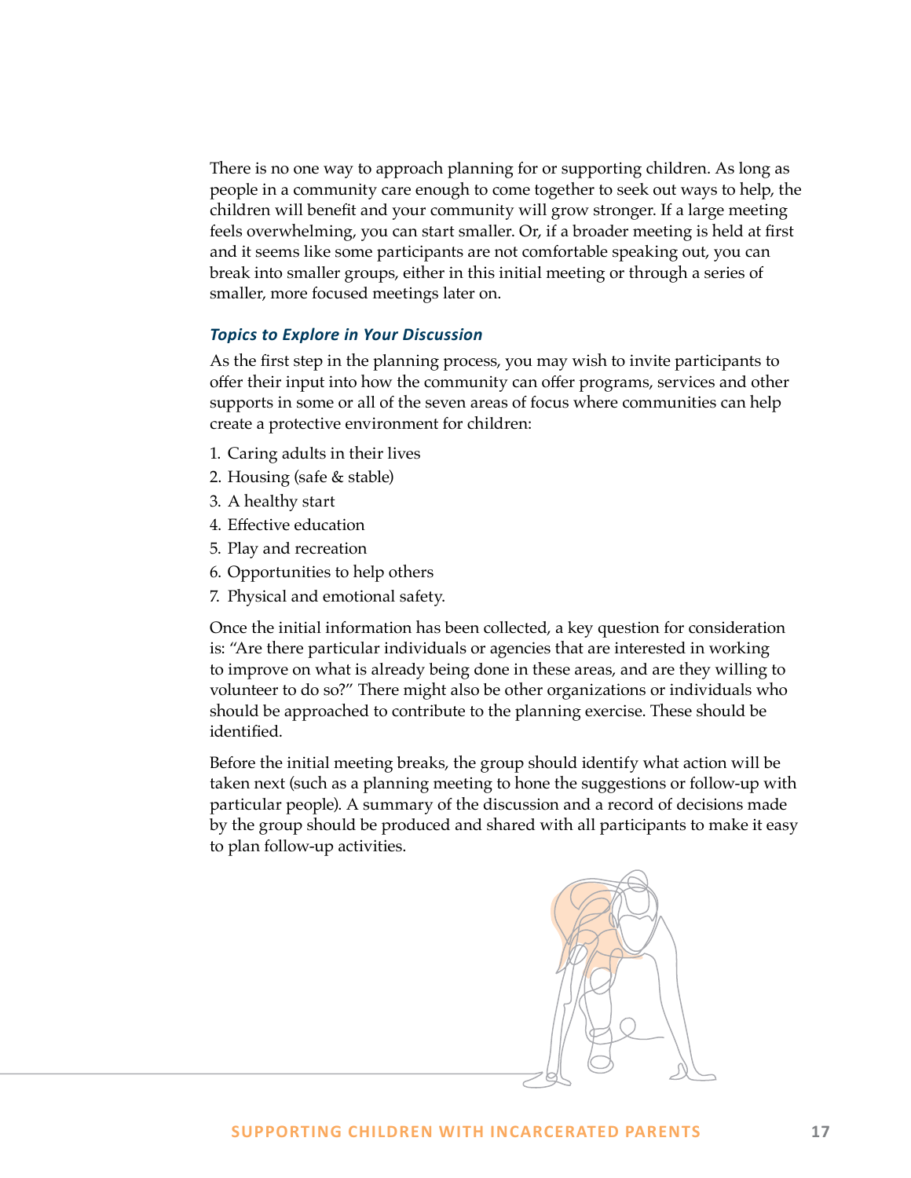There is no one way to approach planning for or supporting children. As long as people in a community care enough to come together to seek out ways to help, the children will benefit and your community will grow stronger. If a large meeting feels overwhelming, you can start smaller. Or, if a broader meeting is held at first and it seems like some participants are not comfortable speaking out, you can break into smaller groups, either in this initial meeting or through a series of smaller, more focused meetings later on.

### *Topics to Explore in Your Discussion*

As the first step in the planning process, you may wish to invite participants to offer their input into how the community can offer programs, services and other supports in some or all of the seven areas of focus where communities can help create a protective environment for children:

1. Caring adults in their lives
2. Housing (safe & stable)
3. A healthy start
4. Effective education
5. Play and recreation
6. Opportunities to help others
7. Physical and emotional safety.

Once the initial information has been collected, a key question for consideration is: "Are there particular individuals or agencies that are interested in working to improve on what is already being done in these areas, and are they willing to volunteer to do so?" There might also be other organizations or individuals who should be approached to contribute to the planning exercise. These should be identified.

Before the initial meeting breaks, the group should identify what action will be taken next (such as a planning meeting to hone the suggestions or follow-up with particular people). A summary of the discussion and a record of decisions made by the group should be produced and shared with all participants to make it easy to plan follow-up activities.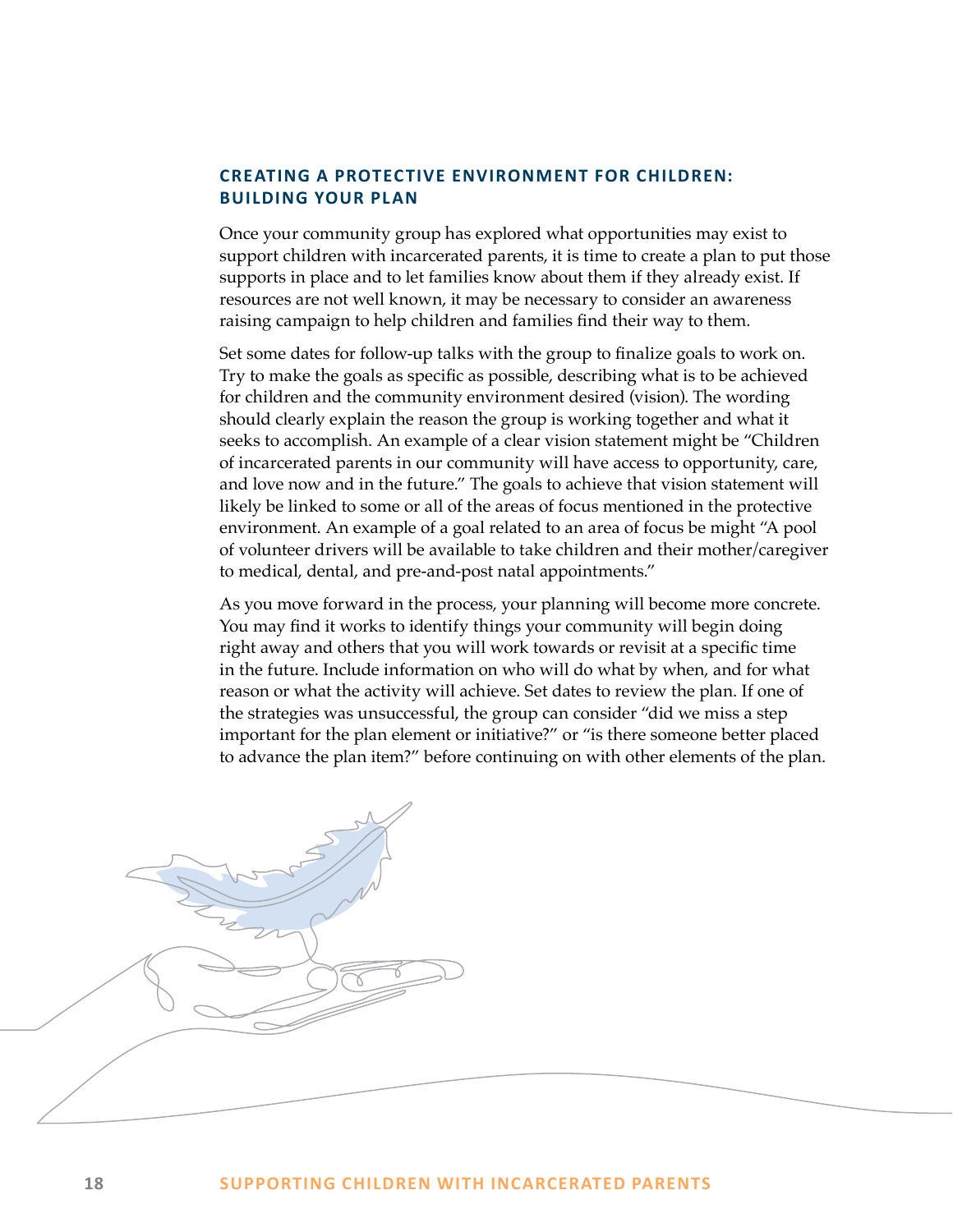## CREATING A PROTECTIVE ENVIRONMENT FOR CHILDREN: BUILDING YOUR PLAN

Once your community group has explored what opportunities may exist to support children with incarcerated parents, it is time to create a plan to put those supports in place and to let families know about them if they already exist. If resources are not well known, it may be necessary to consider an awareness raising campaign to help children and families find their way to them.

Set some dates for follow-up talks with the group to finalize goals to work on. Try to make the goals as specific as possible, describing what is to be achieved for children and the community environment desired (vision). The wording should clearly explain the reason the group is working together and what it seeks to accomplish. An example of a clear vision statement might be "Children of incarcerated parents in our community will have access to opportunity, care, and love now and in the future." The goals to achieve that vision statement will likely be linked to some or all of the areas of focus mentioned in the protective environment. An example of a goal related to an area of focus be might "A pool of volunteer drivers will be available to take children and their mother/caregiver to medical, dental, and pre-and-post natal appointments."

As you move forward in the process, your planning will become more concrete. You may find it works to identify things your community will begin doing right away and others that you will work towards or revisit at a specific time in the future. Include information on who will do what by when, and for what reason or what the activity will achieve. Set dates to review the plan. If one of the strategies was unsuccessful, the group can consider "did we miss a step important for the plan element or initiative?" or "is there someone better placed to advance the plan item?" before continuing on with other elements of the plan.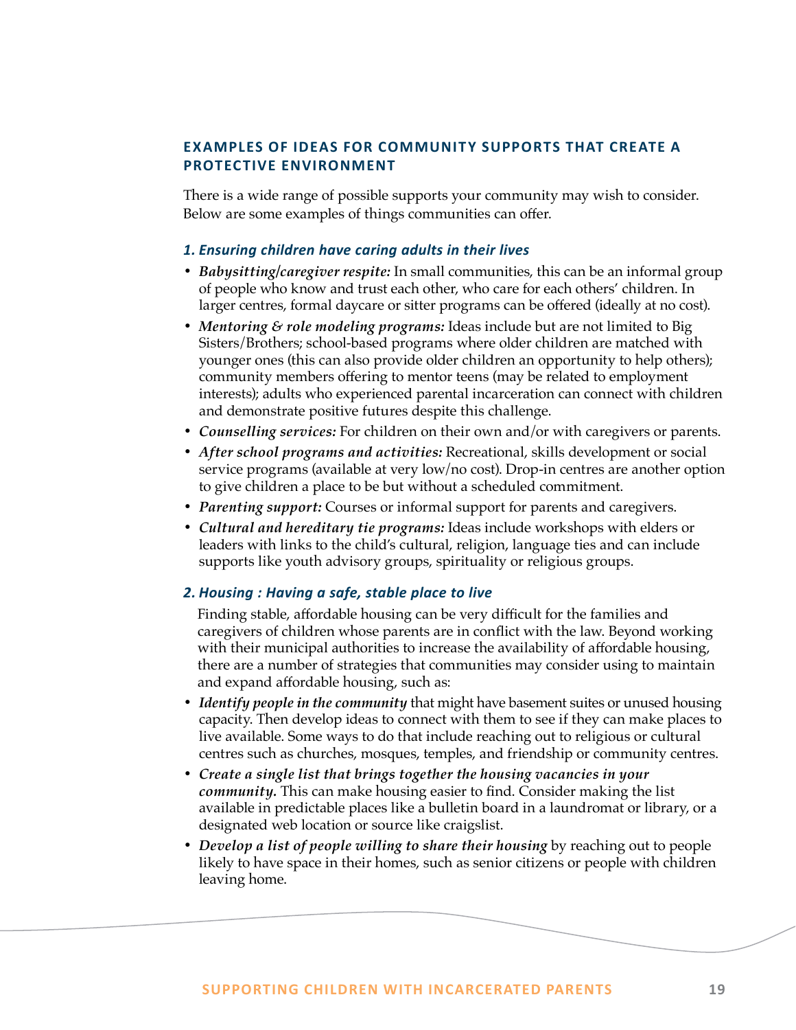## EXAMPLES OF IDEAS FOR COMMUNITY SUPPORTS THAT CREATE A PROTECTIVE ENVIRONMENT

There is a wide range of possible supports your community may wish to consider. Below are some examples of things communities can offer.

### *1. Ensuring children have caring adults in their lives*

- ***Babysitting/caregiver respite:*** In small communities, this can be an informal group of people who know and trust each other, who care for each others' children. In larger centres, formal daycare or sitter programs can be offered (ideally at no cost).
- ***Mentoring & role modeling programs:*** Ideas include but are not limited to Big Sisters/Brothers; school-based programs where older children are matched with younger ones (this can also provide older children an opportunity to help others); community members offering to mentor teens (may be related to employment interests); adults who experienced parental incarceration can connect with children and demonstrate positive futures despite this challenge.
- ***Counselling services:*** For children on their own and/or with caregivers or parents.
- ***After school programs and activities:*** Recreational, skills development or social service programs (available at very low/no cost). Drop-in centres are another option to give children a place to be but without a scheduled commitment.
- ***Parenting support:*** Courses or informal support for parents and caregivers.
- ***Cultural and hereditary tie programs:*** Ideas include workshops with elders or leaders with links to the child's cultural, religion, language ties and can include supports like youth advisory groups, spirituality or religious groups.

### *2. Housing : Having a safe, stable place to live*

Finding stable, affordable housing can be very difficult for the families and caregivers of children whose parents are in conflict with the law. Beyond working with their municipal authorities to increase the availability of affordable housing, there are a number of strategies that communities may consider using to maintain and expand affordable housing, such as:

- ***Identify people in the community*** that might have basement suites or unused housing capacity. Then develop ideas to connect with them to see if they can make places to live available. Some ways to do that include reaching out to religious or cultural centres such as churches, mosques, temples, and friendship or community centres.
- ***Create a single list that brings together the housing vacancies in your community.*** This can make housing easier to find. Consider making the list available in predictable places like a bulletin board in a laundromat or library, or a designated web location or source like craigslist.
- ***Develop a list of people willing to share their housing*** by reaching out to people likely to have space in their homes, such as senior citizens or people with children leaving home.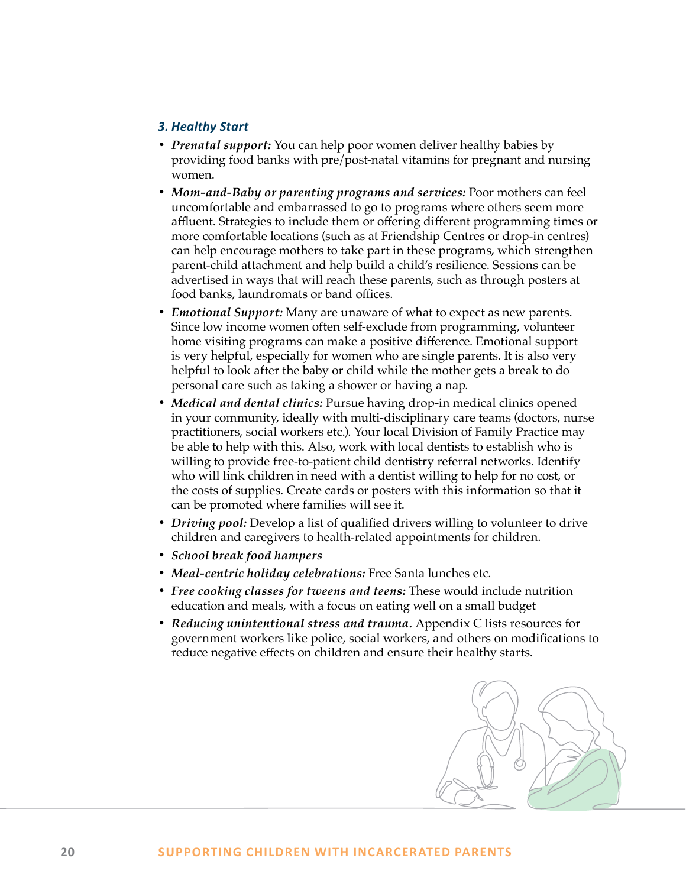### *3. Healthy Start*

- ***Prenatal support:*** You can help poor women deliver healthy babies by providing food banks with pre/post-natal vitamins for pregnant and nursing women.
- ***Mom-and-Baby or parenting programs and services:*** Poor mothers can feel uncomfortable and embarrassed to go to programs where others seem more affluent. Strategies to include them or offering different programming times or more comfortable locations (such as at Friendship Centres or drop-in centres) can help encourage mothers to take part in these programs, which strengthen parent-child attachment and help build a child's resilience. Sessions can be advertised in ways that will reach these parents, such as through posters at food banks, laundromats or band offices.
- ***Emotional Support:*** Many are unaware of what to expect as new parents. Since low income women often self-exclude from programming, volunteer home visiting programs can make a positive difference. Emotional support is very helpful, especially for women who are single parents. It is also very helpful to look after the baby or child while the mother gets a break to do personal care such as taking a shower or having a nap.
- ***Medical and dental clinics:*** Pursue having drop-in medical clinics opened in your community, ideally with multi-disciplinary care teams (doctors, nurse practitioners, social workers etc.). Your local Division of Family Practice may be able to help with this. Also, work with local dentists to establish who is willing to provide free-to-patient child dentistry referral networks. Identify who will link children in need with a dentist willing to help for no cost, or the costs of supplies. Create cards or posters with this information so that it can be promoted where families will see it.
- ***Driving pool:*** Develop a list of qualified drivers willing to volunteer to drive children and caregivers to health-related appointments for children.
- ***School break food hampers***
- ***Meal-centric holiday celebrations:*** Free Santa lunches etc.
- ***Free cooking classes for tweens and teens:*** These would include nutrition education and meals, with a focus on eating well on a small budget
- ***Reducing unintentional stress and trauma.*** Appendix C lists resources for government workers like police, social workers, and others on modifications to reduce negative effects on children and ensure their healthy starts.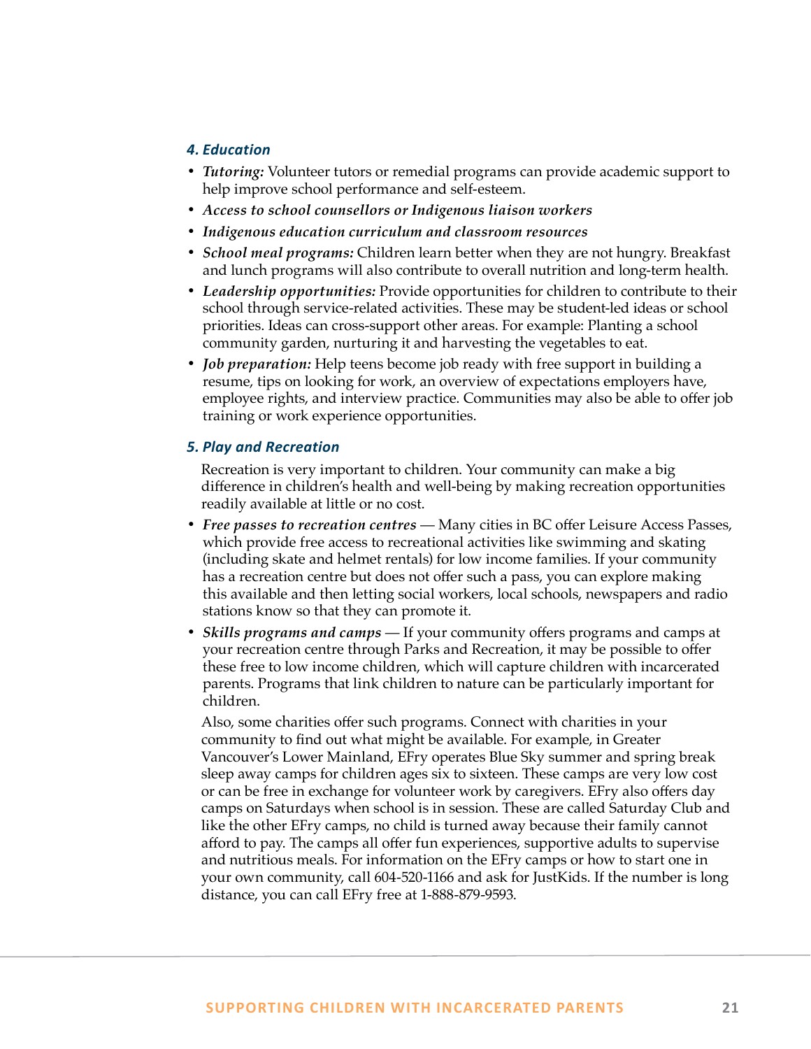### 4. Education

- ***Tutoring:*** Volunteer tutors or remedial programs can provide academic support to help improve school performance and self-esteem.
- ***Access to school counsellors or Indigenous liaison workers***
- ***Indigenous education curriculum and classroom resources***
- ***School meal programs:*** Children learn better when they are not hungry. Breakfast and lunch programs will also contribute to overall nutrition and long-term health.
- ***Leadership opportunities:*** Provide opportunities for children to contribute to their school through service-related activities. These may be student-led ideas or school priorities. Ideas can cross-support other areas. For example: Planting a school community garden, nurturing it and harvesting the vegetables to eat.
- ***Job preparation:*** Help teens become job ready with free support in building a resume, tips on looking for work, an overview of expectations employers have, employee rights, and interview practice. Communities may also be able to offer job training or work experience opportunities.

### 5. Play and Recreation

Recreation is very important to children. Your community can make a big difference in children's health and well-being by making recreation opportunities readily available at little or no cost.

- ***Free passes to recreation centres*** — Many cities in BC offer Leisure Access Passes, which provide free access to recreational activities like swimming and skating (including skate and helmet rentals) for low income families. If your community has a recreation centre but does not offer such a pass, you can explore making this available and then letting social workers, local schools, newspapers and radio stations know so that they can promote it.
- ***Skills programs and camps*** — If your community offers programs and camps at your recreation centre through Parks and Recreation, it may be possible to offer these free to low income children, which will capture children with incarcerated parents. Programs that link children to nature can be particularly important for children.

  Also, some charities offer such programs. Connect with charities in your community to find out what might be available. For example, in Greater Vancouver's Lower Mainland, EFry operates Blue Sky summer and spring break sleep away camps for children ages six to sixteen. These camps are very low cost or can be free in exchange for volunteer work by caregivers. EFry also offers day camps on Saturdays when school is in session. These are called Saturday Club and like the other EFry camps, no child is turned away because their family cannot afford to pay. The camps all offer fun experiences, supportive adults to supervise and nutritious meals. For information on the EFry camps or how to start one in your own community, call 604-520-1166 and ask for JustKids. If the number is long distance, you can call EFry free at 1-888-879-9593.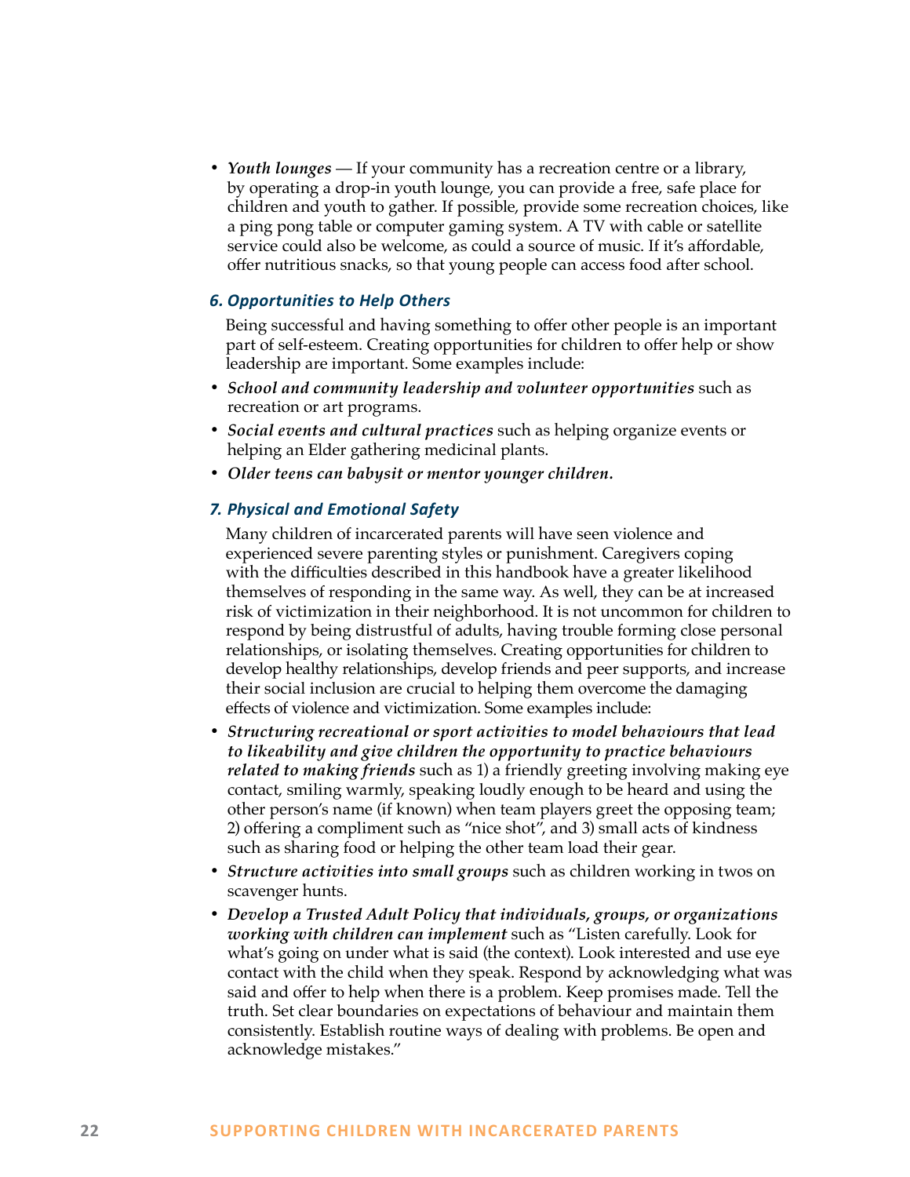- ***Youth lounges*** — If your community has a recreation centre or a library, by operating a drop-in youth lounge, you can provide a free, safe place for children and youth to gather. If possible, provide some recreation choices, like a ping pong table or computer gaming system. A TV with cable or satellite service could also be welcome, as could a source of music. If it's affordable, offer nutritious snacks, so that young people can access food after school.

### *6. Opportunities to Help Others*

Being successful and having something to offer other people is an important part of self-esteem. Creating opportunities for children to offer help or show leadership are important. Some examples include:

- ***School and community leadership and volunteer opportunities*** such as recreation or art programs.
- ***Social events and cultural practices*** such as helping organize events or helping an Elder gathering medicinal plants.
- ***Older teens can babysit or mentor younger children.***

### *7. Physical and Emotional Safety*

Many children of incarcerated parents will have seen violence and experienced severe parenting styles or punishment. Caregivers coping with the difficulties described in this handbook have a greater likelihood themselves of responding in the same way. As well, they can be at increased risk of victimization in their neighborhood. It is not uncommon for children to respond by being distrustful of adults, having trouble forming close personal relationships, or isolating themselves. Creating opportunities for children to develop healthy relationships, develop friends and peer supports, and increase their social inclusion are crucial to helping them overcome the damaging effects of violence and victimization. Some examples include:

- ***Structuring recreational or sport activities to model behaviours that lead to likeability and give children the opportunity to practice behaviours related to making friends*** such as 1) a friendly greeting involving making eye contact, smiling warmly, speaking loudly enough to be heard and using the other person's name (if known) when team players greet the opposing team; 2) offering a compliment such as "nice shot", and 3) small acts of kindness such as sharing food or helping the other team load their gear.
- ***Structure activities into small groups*** such as children working in twos on scavenger hunts.
- ***Develop a Trusted Adult Policy that individuals, groups, or organizations working with children can implement*** such as "Listen carefully. Look for what's going on under what is said (the context). Look interested and use eye contact with the child when they speak. Respond by acknowledging what was said and offer to help when there is a problem. Keep promises made. Tell the truth. Set clear boundaries on expectations of behaviour and maintain them consistently. Establish routine ways of dealing with problems. Be open and acknowledge mistakes."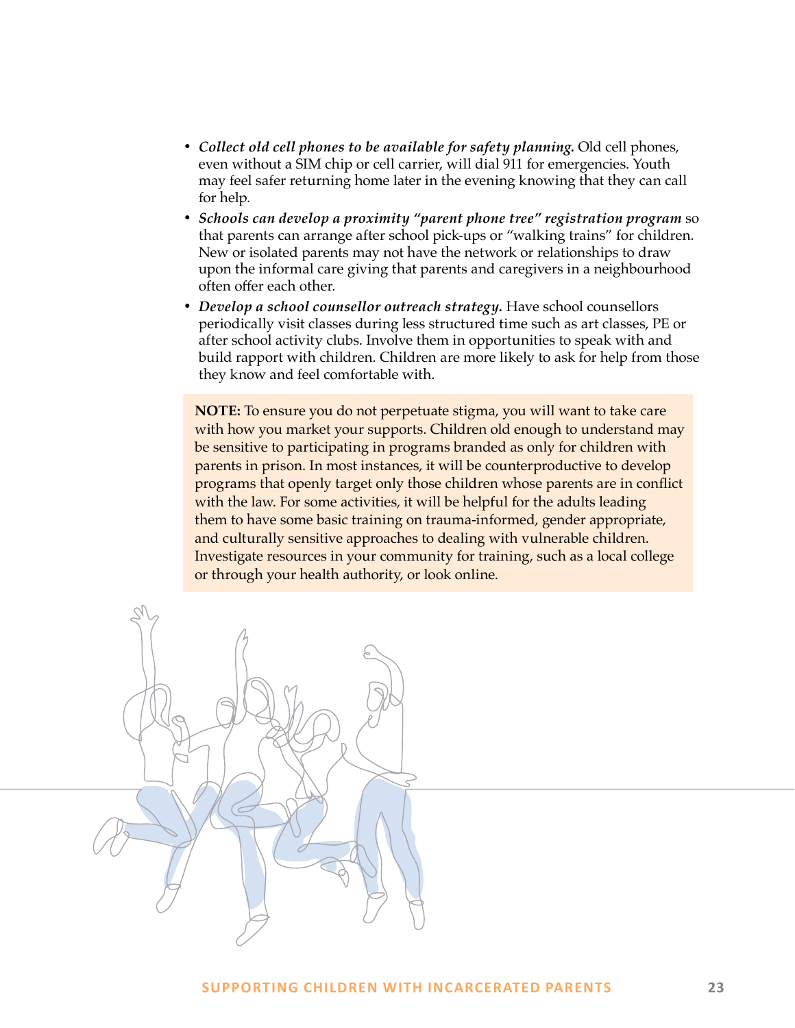- ***Collect old cell phones to be available for safety planning.*** Old cell phones, even without a SIM chip or cell carrier, will dial 911 for emergencies. Youth may feel safer returning home later in the evening knowing that they can call for help.
- ***Schools can develop a proximity "parent phone tree" registration program*** so that parents can arrange after school pick-ups or "walking trains" for children. New or isolated parents may not have the network or relationships to draw upon the informal care giving that parents and caregivers in a neighbourhood often offer each other.
- ***Develop a school counsellor outreach strategy.*** Have school counsellors periodically visit classes during less structured time such as art classes, PE or after school activity clubs. Involve them in opportunities to speak with and build rapport with children. Children are more likely to ask for help from those they know and feel comfortable with.

**NOTE:** To ensure you do not perpetuate stigma, you will want to take care with how you market your supports. Children old enough to understand may be sensitive to participating in programs branded as only for children with parents in prison. In most instances, it will be counterproductive to develop programs that openly target only those children whose parents are in conflict with the law. For some activities, it will be helpful for the adults leading them to have some basic training on trauma-informed, gender appropriate, and culturally sensitive approaches to dealing with vulnerable children. Investigate resources in your community for training, such as a local college or through your health authority, or look online.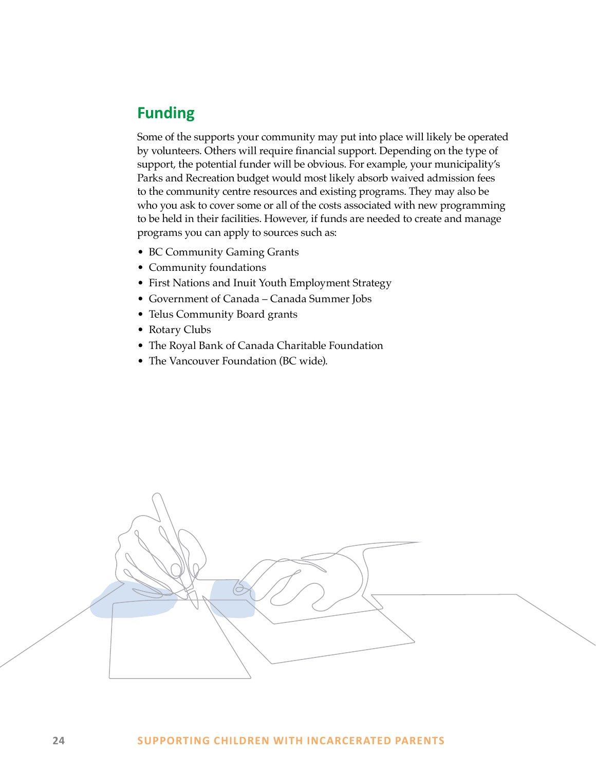## Funding

Some of the supports your community may put into place will likely be operated by volunteers. Others will require financial support. Depending on the type of support, the potential funder will be obvious. For example, your municipality's Parks and Recreation budget would most likely absorb waived admission fees to the community centre resources and existing programs. They may also be who you ask to cover some or all of the costs associated with new programming to be held in their facilities. However, if funds are needed to create and manage programs you can apply to sources such as:

- BC Community Gaming Grants
- Community foundations
- First Nations and Inuit Youth Employment Strategy
- Government of Canada – Canada Summer Jobs
- Telus Community Board grants
- Rotary Clubs
- The Royal Bank of Canada Charitable Foundation
- The Vancouver Foundation (BC wide).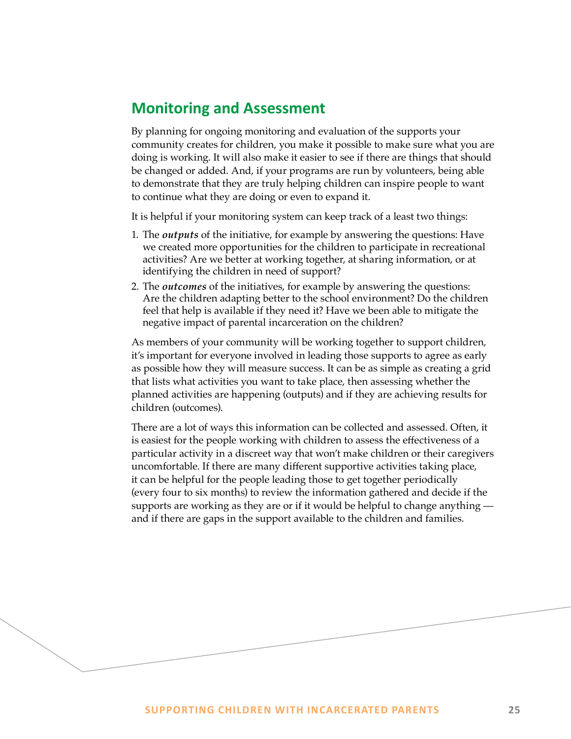## Monitoring and Assessment

By planning for ongoing monitoring and evaluation of the supports your community creates for children, you make it possible to make sure what you are doing is working. It will also make it easier to see if there are things that should be changed or added. And, if your programs are run by volunteers, being able to demonstrate that they are truly helping children can inspire people to want to continue what they are doing or even to expand it.

It is helpful if your monitoring system can keep track of a least two things:

1. The ***outputs*** of the initiative, for example by answering the questions: Have we created more opportunities for the children to participate in recreational activities? Are we better at working together, at sharing information, or at identifying the children in need of support?
2. The ***outcomes*** of the initiatives, for example by answering the questions: Are the children adapting better to the school environment? Do the children feel that help is available if they need it? Have we been able to mitigate the negative impact of parental incarceration on the children?

As members of your community will be working together to support children, it's important for everyone involved in leading those supports to agree as early as possible how they will measure success. It can be as simple as creating a grid that lists what activities you want to take place, then assessing whether the planned activities are happening (outputs) and if they are achieving results for children (outcomes).

There are a lot of ways this information can be collected and assessed. Often, it is easiest for the people working with children to assess the effectiveness of a particular activity in a discreet way that won't make children or their caregivers uncomfortable. If there are many different supportive activities taking place, it can be helpful for the people leading those to get together periodically (every four to six months) to review the information gathered and decide if the supports are working as they are or if it would be helpful to change anything — and if there are gaps in the support available to the children and families.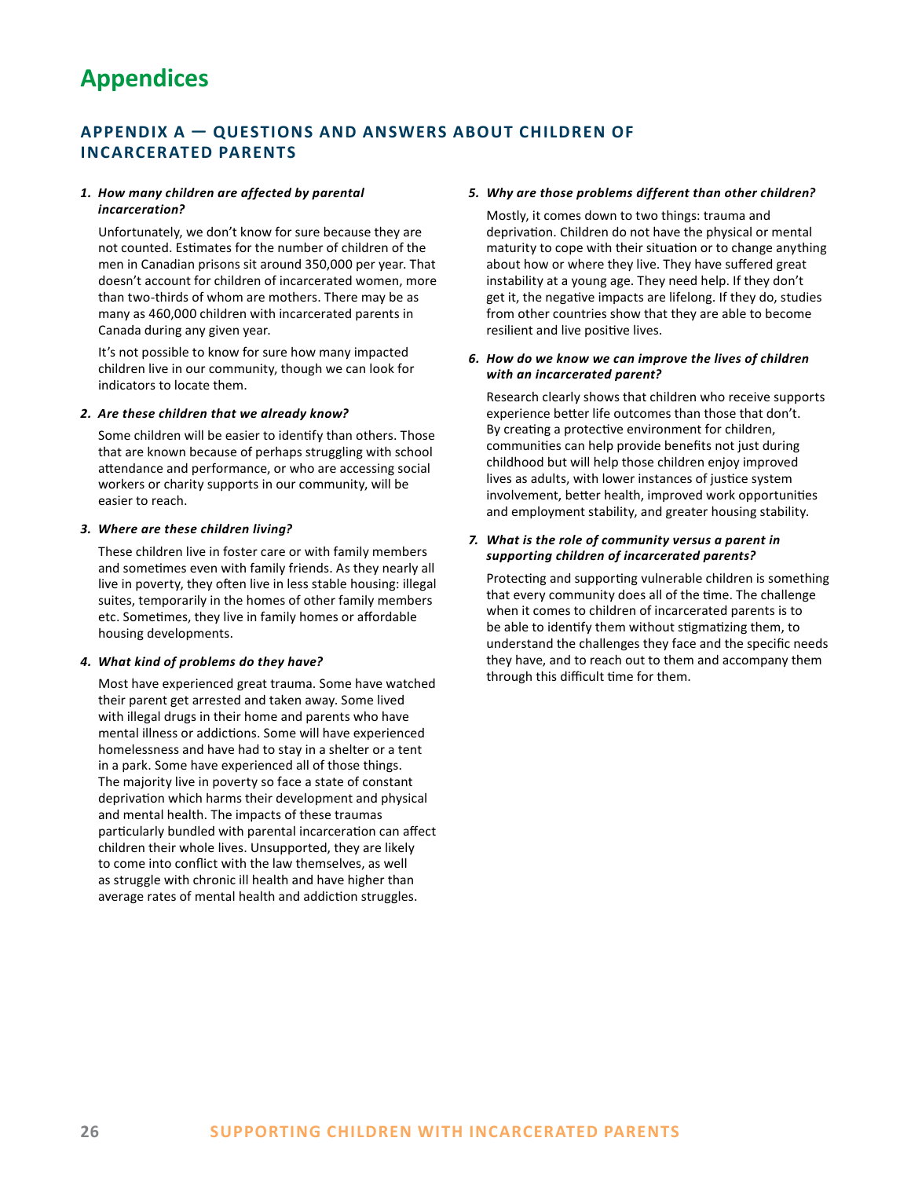# Appendices

## APPENDIX A — QUESTIONS AND ANSWERS ABOUT CHILDREN OF INCARCERATED PARENTS

1. ***How many children are affected by parental incarceration?***

   Unfortunately, we don't know for sure because they are not counted. Estimates for the number of children of the men in Canadian prisons sit around 350,000 per year. That doesn't account for children of incarcerated women, more than two-thirds of whom are mothers. There may be as many as 460,000 children with incarcerated parents in Canada during any given year.

   It's not possible to know for sure how many impacted children live in our community, though we can look for indicators to locate them.

2. ***Are these children that we already know?***

   Some children will be easier to identify than others. Those that are known because of perhaps struggling with school attendance and performance, or who are accessing social workers or charity supports in our community, will be easier to reach.

3. ***Where are these children living?***

   These children live in foster care or with family members and sometimes even with family friends. As they nearly all live in poverty, they often live in less stable housing: illegal suites, temporarily in the homes of other family members etc. Sometimes, they live in family homes or affordable housing developments.

4. ***What kind of problems do they have?***

   Most have experienced great trauma. Some have watched their parent get arrested and taken away. Some lived with illegal drugs in their home and parents who have mental illness or addictions. Some will have experienced homelessness and have had to stay in a shelter or a tent in a park. Some have experienced all of those things. The majority live in poverty so face a state of constant deprivation which harms their development and physical and mental health. The impacts of these traumas particularly bundled with parental incarceration can affect children their whole lives. Unsupported, they are likely to come into conflict with the law themselves, as well as struggle with chronic ill health and have higher than average rates of mental health and addiction struggles.

5. ***Why are those problems different than other children?***

   Mostly, it comes down to two things: trauma and deprivation. Children do not have the physical or mental maturity to cope with their situation or to change anything about how or where they live. They have suffered great instability at a young age. They need help. If they don't get it, the negative impacts are lifelong. If they do, studies from other countries show that they are able to become resilient and live positive lives.

6. ***How do we know we can improve the lives of children with an incarcerated parent?***

   Research clearly shows that children who receive supports experience better life outcomes than those that don't. By creating a protective environment for children, communities can help provide benefits not just during childhood but will help those children enjoy improved lives as adults, with lower instances of justice system involvement, better health, improved work opportunities and employment stability, and greater housing stability.

7. ***What is the role of community versus a parent in supporting children of incarcerated parents?***

   Protecting and supporting vulnerable children is something that every community does all of the time. The challenge when it comes to children of incarcerated parents is to be able to identify them without stigmatizing them, to understand the challenges they face and the specific needs they have, and to reach out to them and accompany them through this difficult time for them.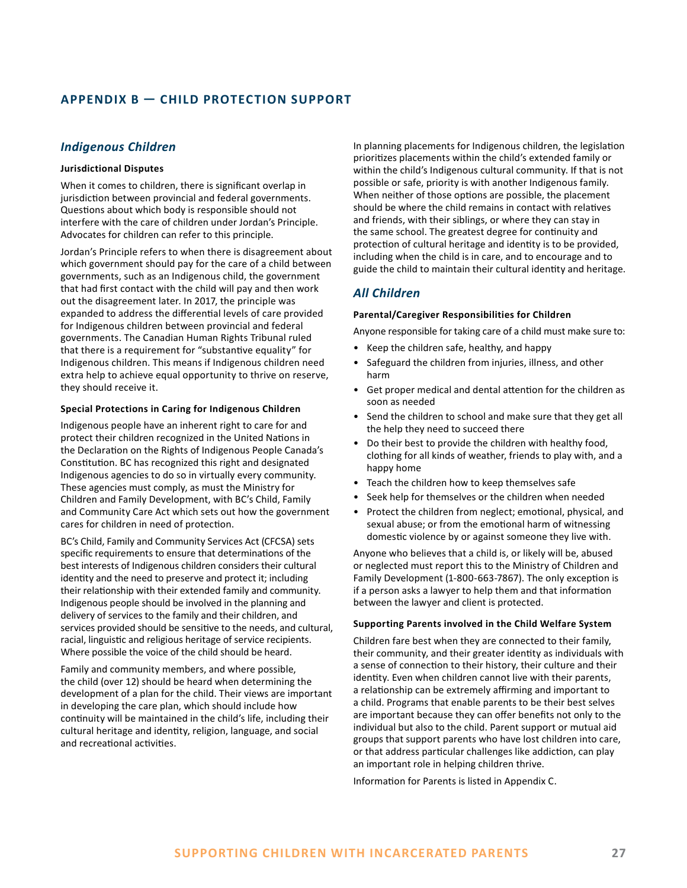## APPENDIX B — CHILD PROTECTION SUPPORT

### *Indigenous Children*

#### Jurisdictional Disputes

When it comes to children, there is significant overlap in jurisdiction between provincial and federal governments. Questions about which body is responsible should not interfere with the care of children under Jordan's Principle. Advocates for children can refer to this principle.

Jordan's Principle refers to when there is disagreement about which government should pay for the care of a child between governments, such as an Indigenous child, the government that had first contact with the child will pay and then work out the disagreement later. In 2017, the principle was expanded to address the differential levels of care provided for Indigenous children between provincial and federal governments. The Canadian Human Rights Tribunal ruled that there is a requirement for "substantive equality" for Indigenous children. This means if Indigenous children need extra help to achieve equal opportunity to thrive on reserve, they should receive it.

#### Special Protections in Caring for Indigenous Children

Indigenous people have an inherent right to care for and protect their children recognized in the United Nations in the Declaration on the Rights of Indigenous People Canada's Constitution. BC has recognized this right and designated Indigenous agencies to do so in virtually every community. These agencies must comply, as must the Ministry for Children and Family Development, with BC's Child, Family and Community Care Act which sets out how the government cares for children in need of protection.

BC's Child, Family and Community Services Act (CFCSA) sets specific requirements to ensure that determinations of the best interests of Indigenous children considers their cultural identity and the need to preserve and protect it; including their relationship with their extended family and community. Indigenous people should be involved in the planning and delivery of services to the family and their children, and services provided should be sensitive to the needs, and cultural, racial, linguistic and religious heritage of service recipients. Where possible the voice of the child should be heard.

Family and community members, and where possible, the child (over 12) should be heard when determining the development of a plan for the child. Their views are important in developing the care plan, which should include how continuity will be maintained in the child's life, including their cultural heritage and identity, religion, language, and social and recreational activities.

In planning placements for Indigenous children, the legislation prioritizes placements within the child's extended family or within the child's Indigenous cultural community. If that is not possible or safe, priority is with another Indigenous family. When neither of those options are possible, the placement should be where the child remains in contact with relatives and friends, with their siblings, or where they can stay in the same school. The greatest degree for continuity and protection of cultural heritage and identity is to be provided, including when the child is in care, and to encourage and to guide the child to maintain their cultural identity and heritage.

### *All Children*

#### Parental/Caregiver Responsibilities for Children

Anyone responsible for taking care of a child must make sure to:

- Keep the children safe, healthy, and happy
- Safeguard the children from injuries, illness, and other harm
- Get proper medical and dental attention for the children as soon as needed
- Send the children to school and make sure that they get all the help they need to succeed there
- Do their best to provide the children with healthy food, clothing for all kinds of weather, friends to play with, and a happy home
- Teach the children how to keep themselves safe
- Seek help for themselves or the children when needed
- Protect the children from neglect; emotional, physical, and sexual abuse; or from the emotional harm of witnessing domestic violence by or against someone they live with.

Anyone who believes that a child is, or likely will be, abused or neglected must report this to the Ministry of Children and Family Development (1-800-663-7867). The only exception is if a person asks a lawyer to help them and that information between the lawyer and client is protected.

#### Supporting Parents involved in the Child Welfare System

Children fare best when they are connected to their family, their community, and their greater identity as individuals with a sense of connection to their history, their culture and their identity. Even when children cannot live with their parents, a relationship can be extremely affirming and important to a child. Programs that enable parents to be their best selves are important because they can offer benefits not only to the individual but also to the child. Parent support or mutual aid groups that support parents who have lost children into care, or that address particular challenges like addiction, can play an important role in helping children thrive.

Information for Parents is listed in Appendix C.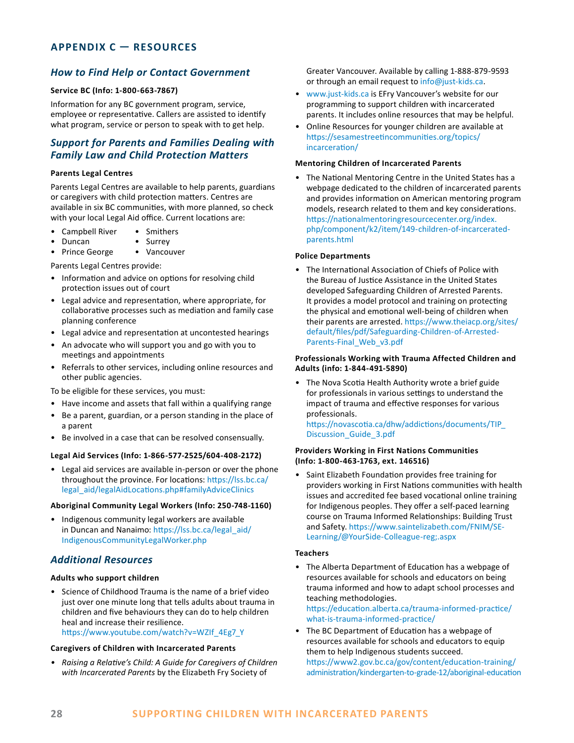## APPENDIX C — RESOURCES

### *How to Find Help or Contact Government*

**Service BC (Info: 1-800-663-7867)**

Information for any BC government program, service, employee or representative. Callers are assisted to identify what program, service or person to speak with to get help.

### *Support for Parents and Families Dealing with Family Law and Child Protection Matters*

**Parents Legal Centres**

Parents Legal Centres are available to help parents, guardians or caregivers with child protection matters. Centres are available in six BC communities, with more planned, so check with your local Legal Aid office. Current locations are:

- Campbell River
- Duncan
- Prince George
- Smithers
- Surrey
- Vancouver

Parents Legal Centres provide:

- Information and advice on options for resolving child protection issues out of court
- Legal advice and representation, where appropriate, for collaborative processes such as mediation and family case planning conference
- Legal advice and representation at uncontested hearings
- An advocate who will support you and go with you to meetings and appointments
- Referrals to other services, including online resources and other public agencies.

To be eligible for these services, you must:

- Have income and assets that fall within a qualifying range
- Be a parent, guardian, or a person standing in the place of a parent
- Be involved in a case that can be resolved consensually.

**Legal Aid Services (Info: 1-866-577-2525/604-408-2172)**

- Legal aid services are available in-person or over the phone throughout the province. For locations: https://lss.bc.ca/legal_aid/legalAidLocations.php#familyAdviceClinics

**Aboriginal Community Legal Workers (Info: 250-748-1160)**

- Indigenous community legal workers are available in Duncan and Nanaimo: https://lss.bc.ca/legal_aid/IndigenousCommunityLegalWorker.php

### *Additional Resources*

**Adults who support children**

- Science of Childhood Trauma is the name of a brief video just over one minute long that tells adults about trauma in children and five behaviours they can do to help children heal and increase their resilience. https://www.youtube.com/watch?v=WZIf_4Eg7_Y

**Caregivers of Children with Incarcerated Parents**

- *Raising a Relative's Child: A Guide for Caregivers of Children with Incarcerated Parents* by the Elizabeth Fry Society of Greater Vancouver. Available by calling 1-888-879-9593 or through an email request to info@just-kids.ca.
- www.just-kids.ca is EFry Vancouver's website for our programming to support children with incarcerated parents. It includes online resources that may be helpful.
- Online Resources for younger children are available at https://sesamestreetincommunities.org/topics/incarceration/

**Mentoring Children of Incarcerated Parents**

- The National Mentoring Centre in the United States has a webpage dedicated to the children of incarcerated parents and provides information on American mentoring program models, research related to them and key considerations. https://nationalmentoringresourcecenter.org/index.php/component/k2/item/149-children-of-incarcerated-parents.html

**Police Departments**

- The International Association of Chiefs of Police with the Bureau of Justice Assistance in the United States developed Safeguarding Children of Arrested Parents. It provides a model protocol and training on protecting the physical and emotional well-being of children when their parents are arrested. https://www.theiacp.org/sites/default/files/pdf/Safeguarding-Children-of-Arrested-Parents-Final_Web_v3.pdf

**Professionals Working with Trauma Affected Children and Adults (info: 1-844-491-5890)**

- The Nova Scotia Health Authority wrote a brief guide for professionals in various settings to understand the impact of trauma and effective responses for various professionals. https://novascotia.ca/dhw/addictions/documents/TIP_Discussion_Guide_3.pdf

**Providers Working in First Nations Communities (Info: 1-800-463-1763, ext. 146516)**

- Saint Elizabeth Foundation provides free training for providers working in First Nations communities with health issues and accredited fee based vocational online training for Indigenous peoples. They offer a self-paced learning course on Trauma Informed Relationships: Building Trust and Safety. https://www.saintelizabeth.com/FNIM/SE-Learning/@YourSide-Colleague-reg;.aspx

**Teachers**

- The Alberta Department of Education has a webpage of resources available for schools and educators on being trauma informed and how to adapt school processes and teaching methodologies. https://education.alberta.ca/trauma-informed-practice/what-is-trauma-informed-practice/
- The BC Department of Education has a webpage of resources available for schools and educators to equip them to help Indigenous students succeed. https://www2.gov.bc.ca/gov/content/education-training/administration/kindergarten-to-grade-12/aboriginal-education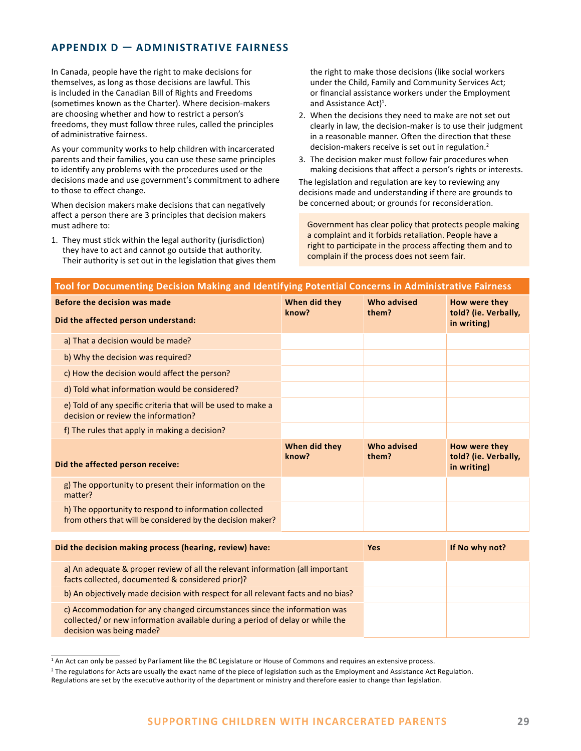## APPENDIX D — ADMINISTRATIVE FAIRNESS

In Canada, people have the right to make decisions for themselves, as long as those decisions are lawful. This is included in the Canadian Bill of Rights and Freedoms (sometimes known as the Charter). Where decision-makers are choosing whether and how to restrict a person's freedoms, they must follow three rules, called the principles of administrative fairness.

As your community works to help children with incarcerated parents and their families, you can use these same principles to identify any problems with the procedures used or the decisions made and use government's commitment to adhere to those to effect change.

When decision makers make decisions that can negatively affect a person there are 3 principles that decision makers must adhere to:

1. They must stick within the legal authority (jurisdiction) they have to act and cannot go outside that authority. Their authority is set out in the legislation that gives them the right to make those decisions (like social workers under the Child, Family and Community Services Act; or financial assistance workers under the Employment and Assistance Act)[1].
2. When the decisions they need to make are not set out clearly in law, the decision-maker is to use their judgment in a reasonable manner. Often the direction that these decision-makers receive is set out in regulation.[2]
3. The decision maker must follow fair procedures when making decisions that affect a person's rights or interests.

The legislation and regulation are key to reviewing any decisions made and understanding if there are grounds to be concerned about; or grounds for reconsideration.

Government has clear policy that protects people making a complaint and it forbids retaliation. People have a right to participate in the process affecting them and to complain if the process does not seem fair.

**Tool for Documenting Decision Making and Identifying Potential Concerns in Administrative Fairness**

| **Before the decision was made**<br>**Did the affected person understand:** | **When did they know?** | **Who advised them?** | **How were they told? (ie. Verbally, in writing)** |
|---|---|---|---|
| a) That a decision would be made? | | | |
| b) Why the decision was required? | | | |
| c) How the decision would affect the person? | | | |
| d) Told what information would be considered? | | | |
| e) Told of any specific criteria that will be used to make a decision or review the information? | | | |
| f) The rules that apply in making a decision? | | | |
| **Did the affected person receive:** | **When did they know?** | **Who advised them?** | **How were they told? (ie. Verbally, in writing)** |
| g) The opportunity to present their information on the matter? | | | |
| h) The opportunity to respond to information collected from others that will be considered by the decision maker? | | | |

| **Did the decision making process (hearing, review) have:** | **Yes** | **If No why not?** |
|---|---|---|
| a) An adequate & proper review of all the relevant information (all important facts collected, documented & considered prior)? | | |
| b) An objectively made decision with respect for all relevant facts and no bias? | | |
| c) Accommodation for any changed circumstances since the information was collected/ or new information available during a period of delay or while the decision was being made? | | |

[1] An Act can only be passed by Parliament like the BC Legislature or House of Commons and requires an extensive process.

[2] The regulations for Acts are usually the exact name of the piece of legislation such as the Employment and Assistance Act Regulation. Regulations are set by the executive authority of the department or ministry and therefore easier to change than legislation.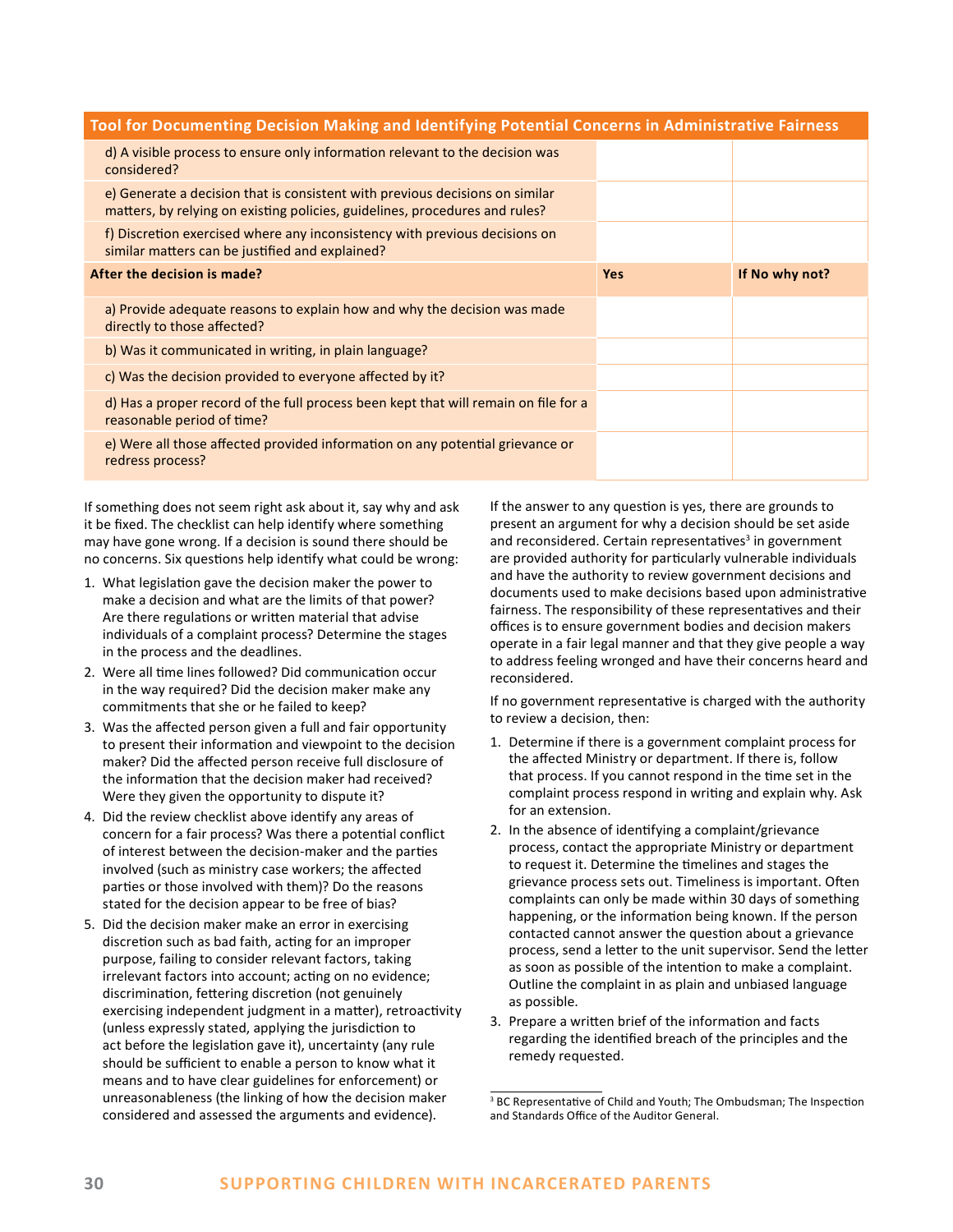| Tool for Documenting Decision Making and Identifying Potential Concerns in Administrative Fairness | | |
|---|---|---|
| d) A visible process to ensure only information relevant to the decision was considered? | | |
| e) Generate a decision that is consistent with previous decisions on similar matters, by relying on existing policies, guidelines, procedures and rules? | | |
| f) Discretion exercised where any inconsistency with previous decisions on similar matters can be justified and explained? | | |
| **After the decision is made?** | **Yes** | **If No why not?** |
| a) Provide adequate reasons to explain how and why the decision was made directly to those affected? | | |
| b) Was it communicated in writing, in plain language? | | |
| c) Was the decision provided to everyone affected by it? | | |
| d) Has a proper record of the full process been kept that will remain on file for a reasonable period of time? | | |
| e) Were all those affected provided information on any potential grievance or redress process? | | |

If something does not seem right ask about it, say why and ask it be fixed. The checklist can help identify where something may have gone wrong. If a decision is sound there should be no concerns. Six questions help identify what could be wrong:

1. What legislation gave the decision maker the power to make a decision and what are the limits of that power? Are there regulations or written material that advise individuals of a complaint process? Determine the stages in the process and the deadlines.
2. Were all time lines followed? Did communication occur in the way required? Did the decision maker make any commitments that she or he failed to keep?
3. Was the affected person given a full and fair opportunity to present their information and viewpoint to the decision maker? Did the affected person receive full disclosure of the information that the decision maker had received? Were they given the opportunity to dispute it?
4. Did the review checklist above identify any areas of concern for a fair process? Was there a potential conflict of interest between the decision-maker and the parties involved (such as ministry case workers; the affected parties or those involved with them)? Do the reasons stated for the decision appear to be free of bias?
5. Did the decision maker make an error in exercising discretion such as bad faith, acting for an improper purpose, failing to consider relevant factors, taking irrelevant factors into account; acting on no evidence; discrimination, fettering discretion (not genuinely exercising independent judgment in a matter), retroactivity (unless expressly stated, applying the jurisdiction to act before the legislation gave it), uncertainty (any rule should be sufficient to enable a person to know what it means and to have clear guidelines for enforcement) or unreasonableness (the linking of how the decision maker considered and assessed the arguments and evidence).

If the answer to any question is yes, there are grounds to present an argument for why a decision should be set aside and reconsidered. Certain representatives[3] in government are provided authority for particularly vulnerable individuals and have the authority to review government decisions and documents used to make decisions based upon administrative fairness. The responsibility of these representatives and their offices is to ensure government bodies and decision makers operate in a fair legal manner and that they give people a way to address feeling wronged and have their concerns heard and reconsidered.

If no government representative is charged with the authority to review a decision, then:

1. Determine if there is a government complaint process for the affected Ministry or department. If there is, follow that process. If you cannot respond in the time set in the complaint process respond in writing and explain why. Ask for an extension.
2. In the absence of identifying a complaint/grievance process, contact the appropriate Ministry or department to request it. Determine the timelines and stages the grievance process sets out. Timeliness is important. Often complaints can only be made within 30 days of something happening, or the information being known. If the person contacted cannot answer the question about a grievance process, send a letter to the unit supervisor. Send the letter as soon as possible of the intention to make a complaint. Outline the complaint in as plain and unbiased language as possible.
3. Prepare a written brief of the information and facts regarding the identified breach of the principles and the remedy requested.

[3] BC Representative of Child and Youth; The Ombudsman; The Inspection and Standards Office of the Auditor General.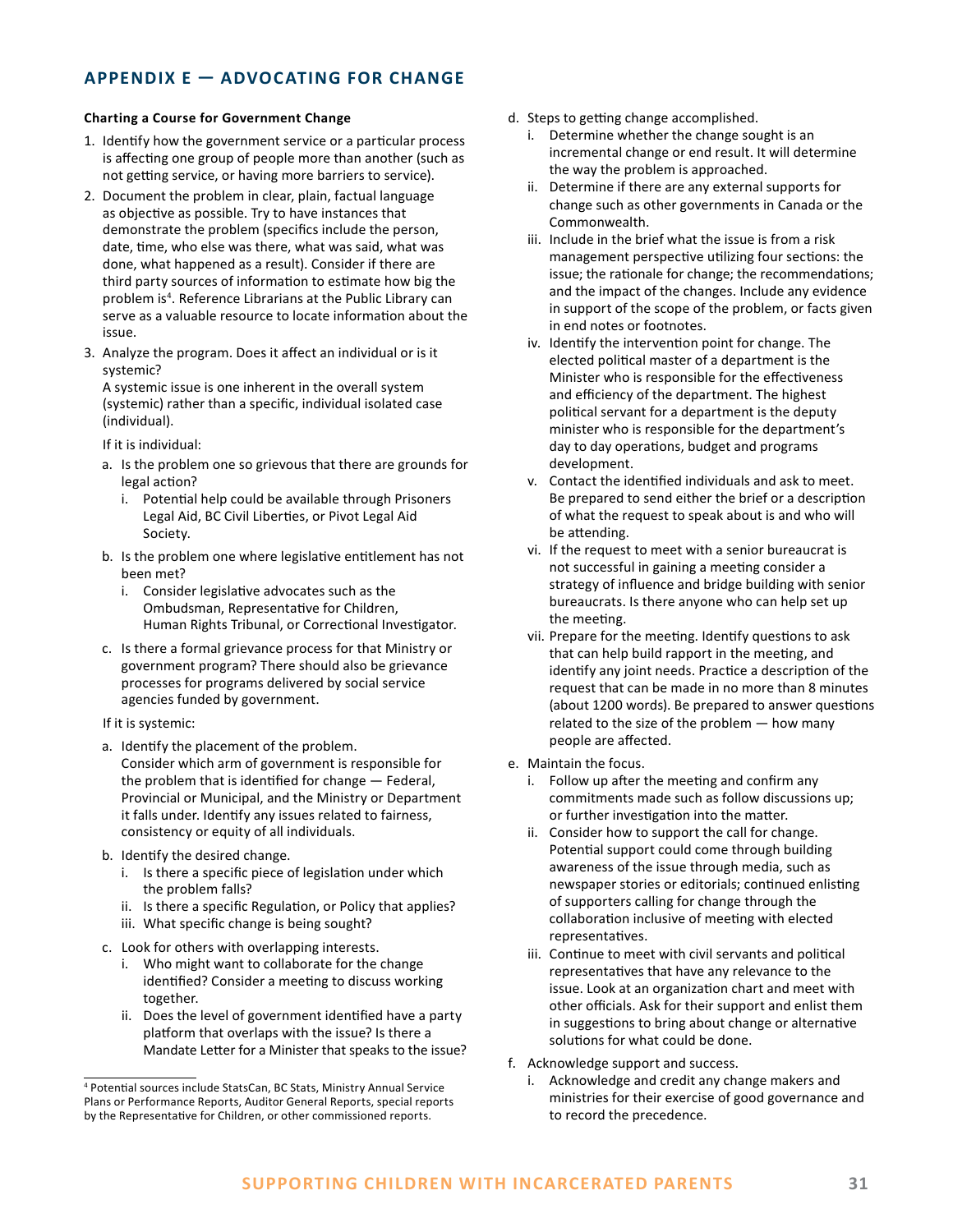## APPENDIX E — ADVOCATING FOR CHANGE

**Charting a Course for Government Change**

1. Identify how the government service or a particular process is affecting one group of people more than another (such as not getting service, or having more barriers to service).
2. Document the problem in clear, plain, factual language as objective as possible. Try to have instances that demonstrate the problem (specifics include the person, date, time, who else was there, what was said, what was done, what happened as a result). Consider if there are third party sources of information to estimate how big the problem is[4]. Reference Librarians at the Public Library can serve as a valuable resource to locate information about the issue.
3. Analyze the program. Does it affect an individual or is it systemic?

   A systemic issue is one inherent in the overall system (systemic) rather than a specific, individual isolated case (individual).

   If it is individual:

   a. Is the problem one so grievous that there are grounds for legal action?
      i. Potential help could be available through Prisoners Legal Aid, BC Civil Liberties, or Pivot Legal Aid Society.
   b. Is the problem one where legislative entitlement has not been met?
      i. Consider legislative advocates such as the Ombudsman, Representative for Children, Human Rights Tribunal, or Correctional Investigator.
   c. Is there a formal grievance process for that Ministry or government program? There should also be grievance processes for programs delivered by social service agencies funded by government.

   If it is systemic:

   a. Identify the placement of the problem.
      Consider which arm of government is responsible for the problem that is identified for change — Federal, Provincial or Municipal, and the Ministry or Department it falls under. Identify any issues related to fairness, consistency or equity of all individuals.
   b. Identify the desired change.
      i. Is there a specific piece of legislation under which the problem falls?
      ii. Is there a specific Regulation, or Policy that applies?
      iii. What specific change is being sought?
   c. Look for others with overlapping interests.
      i. Who might want to collaborate for the change identified? Consider a meeting to discuss working together.
      ii. Does the level of government identified have a party platform that overlaps with the issue? Is there a Mandate Letter for a Minister that speaks to the issue?
   d. Steps to getting change accomplished.
      i. Determine whether the change sought is an incremental change or end result. It will determine the way the problem is approached.
      ii. Determine if there are any external supports for change such as other governments in Canada or the Commonwealth.
      iii. Include in the brief what the issue is from a risk management perspective utilizing four sections: the issue; the rationale for change; the recommendations; and the impact of the changes. Include any evidence in support of the scope of the problem, or facts given in end notes or footnotes.
      iv. Identify the intervention point for change. The elected political master of a department is the Minister who is responsible for the effectiveness and efficiency of the department. The highest political servant for a department is the deputy minister who is responsible for the department's day to day operations, budget and programs development.
      v. Contact the identified individuals and ask to meet. Be prepared to send either the brief or a description of what the request to speak about is and who will be attending.
      vi. If the request to meet with a senior bureaucrat is not successful in gaining a meeting consider a strategy of influence and bridge building with senior bureaucrats. Is there anyone who can help set up the meeting.
      vii. Prepare for the meeting. Identify questions to ask that can help build rapport in the meeting, and identify any joint needs. Practice a description of the request that can be made in no more than 8 minutes (about 1200 words). Be prepared to answer questions related to the size of the problem — how many people are affected.
   e. Maintain the focus.
      i. Follow up after the meeting and confirm any commitments made such as follow discussions up; or further investigation into the matter.
      ii. Consider how to support the call for change. Potential support could come through building awareness of the issue through media, such as newspaper stories or editorials; continued enlisting of supporters calling for change through the collaboration inclusive of meeting with elected representatives.
      iii. Continue to meet with civil servants and political representatives that have any relevance to the issue. Look at an organization chart and meet with other officials. Ask for their support and enlist them in suggestions to bring about change or alternative solutions for what could be done.
   f. Acknowledge support and success.
      i. Acknowledge and credit any change makers and ministries for their exercise of good governance and to record the precedence.

[4] Potential sources include StatsCan, BC Stats, Ministry Annual Service Plans or Performance Reports, Auditor General Reports, special reports by the Representative for Children, or other commissioned reports.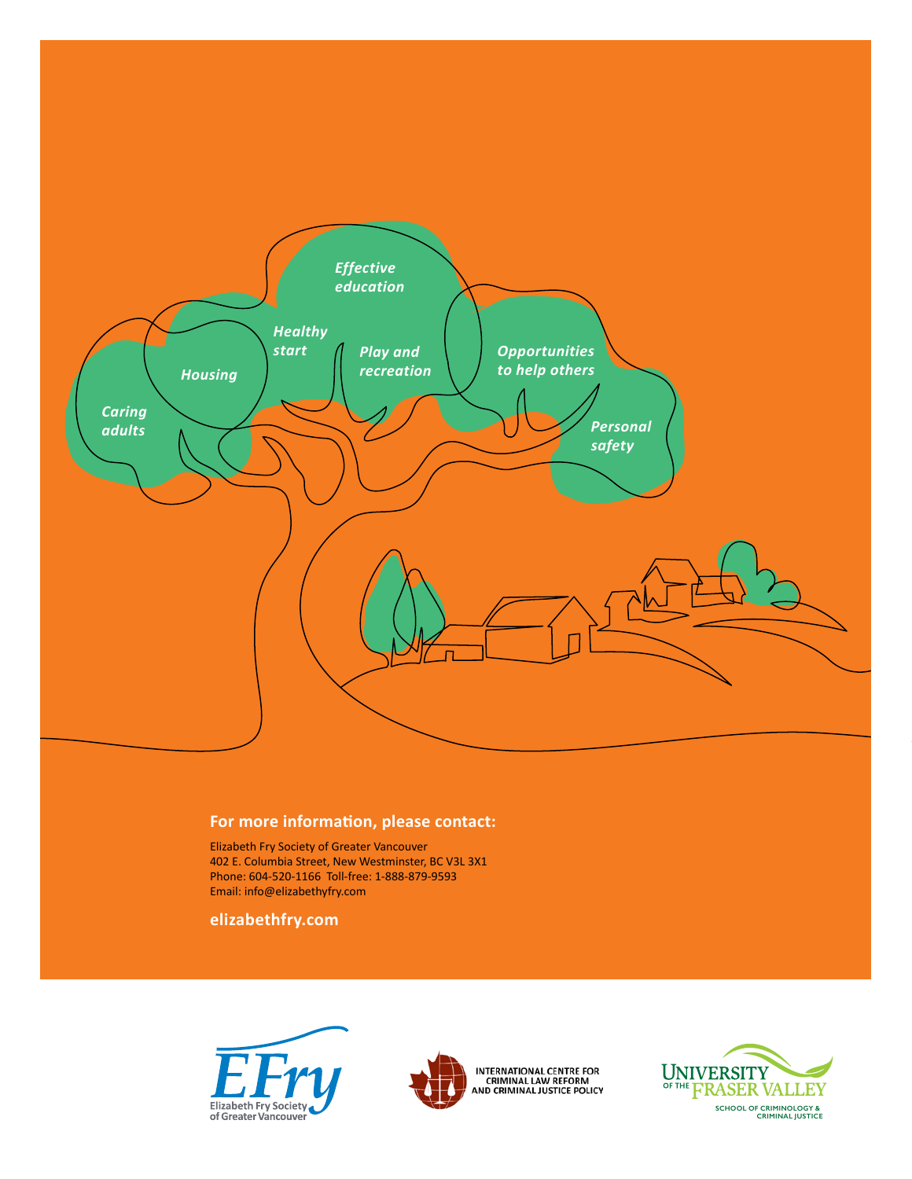*Effective education*

*Healthy start*

*Housing*

*Caring adults*

*Play and recreation*

*Opportunities to help others*

*Personal safety*

**For more information, please contact:**

Elizabeth Fry Society of Greater Vancouver
402 E. Columbia Street, New Westminster, BC V3L 3X1
Phone: 604-520-1166 Toll-free: 1-888-879-9593
Email: info@elizabethyfry.com

**elizabethfry.com**

EFry Elizabeth Fry Society of Greater Vancouver

INTERNATIONAL CENTRE FOR CRIMINAL LAW REFORM AND CRIMINAL JUSTICE POLICY

UNIVERSITY OF THE FRASER VALLEY
SCHOOL OF CRIMINOLOGY & CRIMINAL JUSTICE